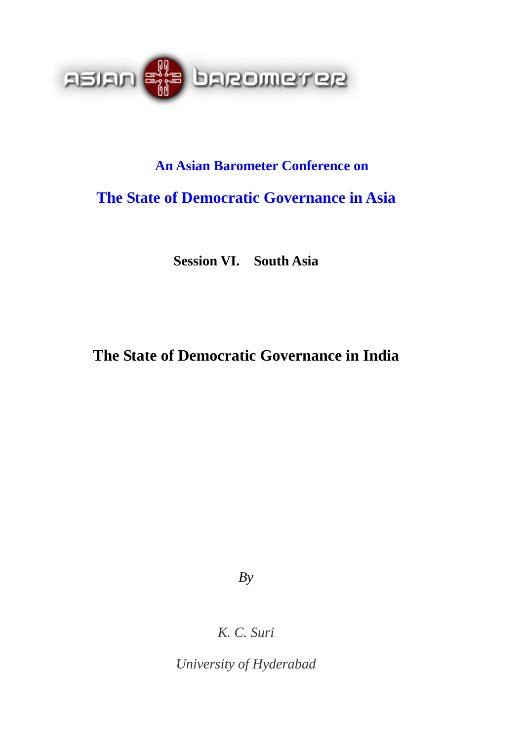ASIAN BAROMETER

**An Asian Barometer Conference on**

## The State of Democratic Governance in Asia

**Session VI. South Asia**

# The State of Democratic Governance in India

*By*

*K. C. Suri*

*University of Hyderabad*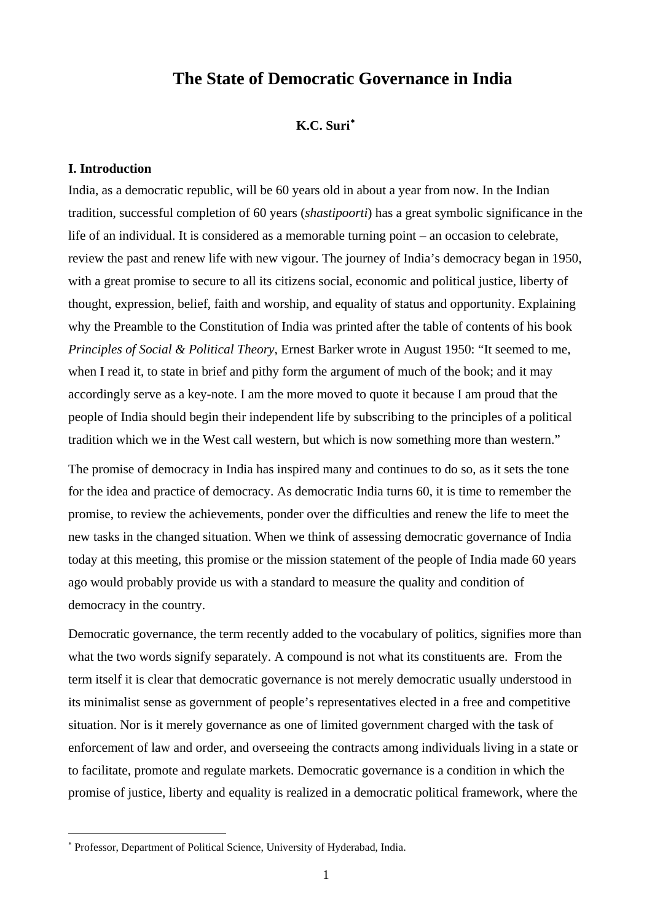# The State of Democratic Governance in India

**K.C. Suri**[*]

## I. Introduction

India, as a democratic republic, will be 60 years old in about a year from now. In the Indian tradition, successful completion of 60 years (*shastipoorti*) has a great symbolic significance in the life of an individual. It is considered as a memorable turning point – an occasion to celebrate, review the past and renew life with new vigour. The journey of India's democracy began in 1950, with a great promise to secure to all its citizens social, economic and political justice, liberty of thought, expression, belief, faith and worship, and equality of status and opportunity. Explaining why the Preamble to the Constitution of India was printed after the table of contents of his book *Principles of Social & Political Theory*, Ernest Barker wrote in August 1950: "It seemed to me, when I read it, to state in brief and pithy form the argument of much of the book; and it may accordingly serve as a key-note. I am the more moved to quote it because I am proud that the people of India should begin their independent life by subscribing to the principles of a political tradition which we in the West call western, but which is now something more than western."

The promise of democracy in India has inspired many and continues to do so, as it sets the tone for the idea and practice of democracy. As democratic India turns 60, it is time to remember the promise, to review the achievements, ponder over the difficulties and renew the life to meet the new tasks in the changed situation. When we think of assessing democratic governance of India today at this meeting, this promise or the mission statement of the people of India made 60 years ago would probably provide us with a standard to measure the quality and condition of democracy in the country.

Democratic governance, the term recently added to the vocabulary of politics, signifies more than what the two words signify separately. A compound is not what its constituents are. From the term itself it is clear that democratic governance is not merely democratic usually understood in its minimalist sense as government of people's representatives elected in a free and competitive situation. Nor is it merely governance as one of limited government charged with the task of enforcement of law and order, and overseeing the contracts among individuals living in a state or to facilitate, promote and regulate markets. Democratic governance is a condition in which the promise of justice, liberty and equality is realized in a democratic political framework, where the

---

[*] Professor, Department of Political Science, University of Hyderabad, India.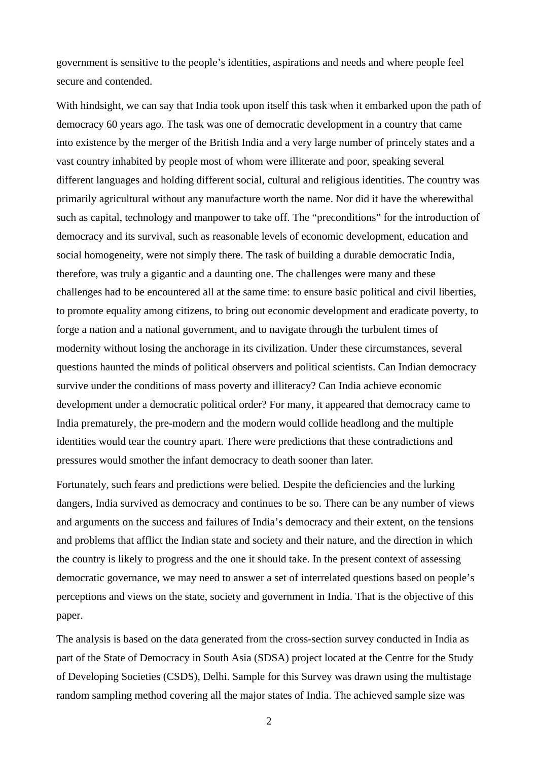government is sensitive to the people's identities, aspirations and needs and where people feel secure and contended.

With hindsight, we can say that India took upon itself this task when it embarked upon the path of democracy 60 years ago. The task was one of democratic development in a country that came into existence by the merger of the British India and a very large number of princely states and a vast country inhabited by people most of whom were illiterate and poor, speaking several different languages and holding different social, cultural and religious identities. The country was primarily agricultural without any manufacture worth the name. Nor did it have the wherewithal such as capital, technology and manpower to take off. The "preconditions" for the introduction of democracy and its survival, such as reasonable levels of economic development, education and social homogeneity, were not simply there. The task of building a durable democratic India, therefore, was truly a gigantic and a daunting one. The challenges were many and these challenges had to be encountered all at the same time: to ensure basic political and civil liberties, to promote equality among citizens, to bring out economic development and eradicate poverty, to forge a nation and a national government, and to navigate through the turbulent times of modernity without losing the anchorage in its civilization. Under these circumstances, several questions haunted the minds of political observers and political scientists. Can Indian democracy survive under the conditions of mass poverty and illiteracy? Can India achieve economic development under a democratic political order? For many, it appeared that democracy came to India prematurely, the pre-modern and the modern would collide headlong and the multiple identities would tear the country apart. There were predictions that these contradictions and pressures would smother the infant democracy to death sooner than later.

Fortunately, such fears and predictions were belied. Despite the deficiencies and the lurking dangers, India survived as democracy and continues to be so. There can be any number of views and arguments on the success and failures of India's democracy and their extent, on the tensions and problems that afflict the Indian state and society and their nature, and the direction in which the country is likely to progress and the one it should take. In the present context of assessing democratic governance, we may need to answer a set of interrelated questions based on people's perceptions and views on the state, society and government in India. That is the objective of this paper.

The analysis is based on the data generated from the cross-section survey conducted in India as part of the State of Democracy in South Asia (SDSA) project located at the Centre for the Study of Developing Societies (CSDS), Delhi. Sample for this Survey was drawn using the multistage random sampling method covering all the major states of India. The achieved sample size was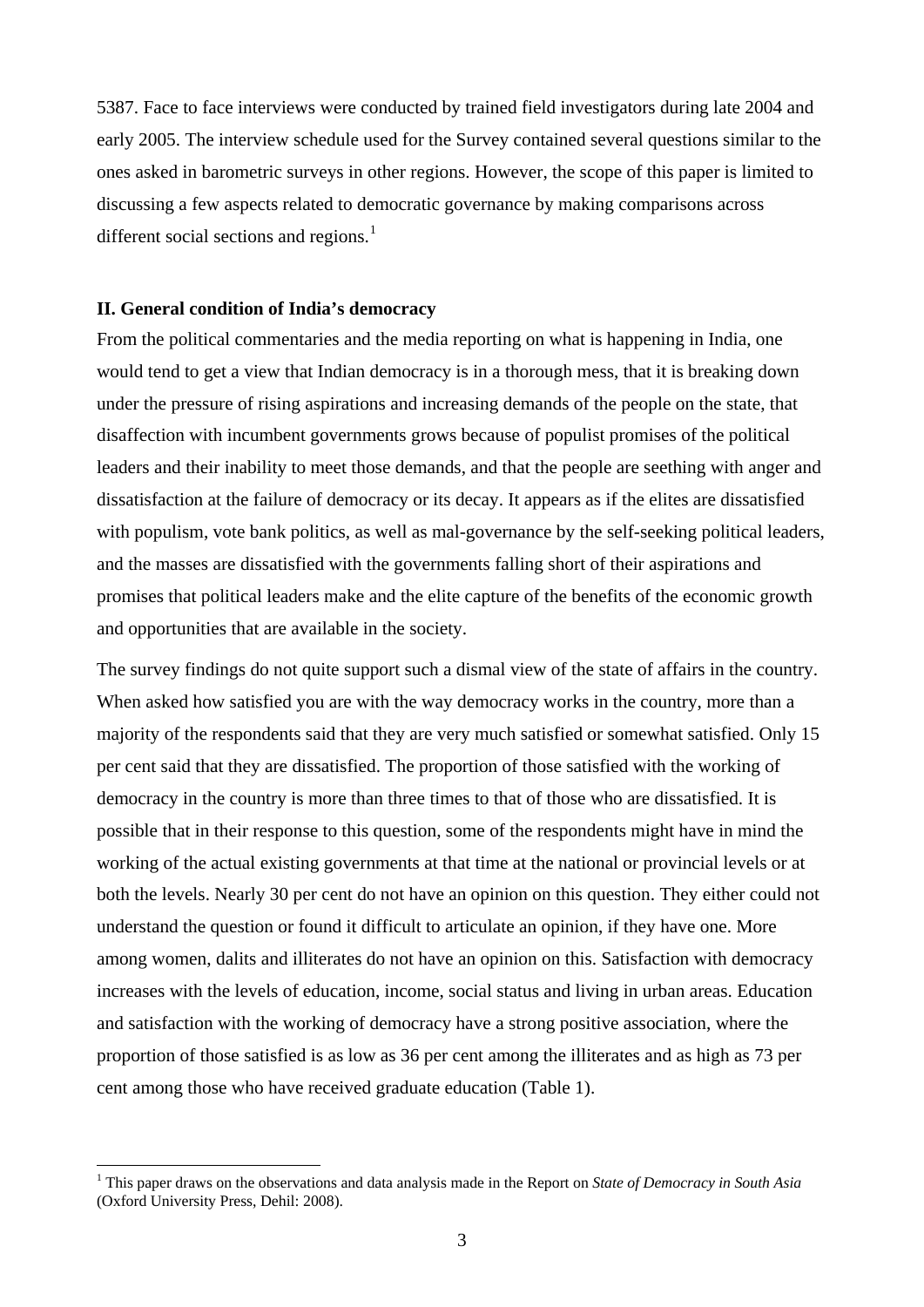5387. Face to face interviews were conducted by trained field investigators during late 2004 and early 2005. The interview schedule used for the Survey contained several questions similar to the ones asked in barometric surveys in other regions. However, the scope of this paper is limited to discussing a few aspects related to democratic governance by making comparisons across different social sections and regions.[1]

### II. General condition of India's democracy

From the political commentaries and the media reporting on what is happening in India, one would tend to get a view that Indian democracy is in a thorough mess, that it is breaking down under the pressure of rising aspirations and increasing demands of the people on the state, that disaffection with incumbent governments grows because of populist promises of the political leaders and their inability to meet those demands, and that the people are seething with anger and dissatisfaction at the failure of democracy or its decay. It appears as if the elites are dissatisfied with populism, vote bank politics, as well as mal-governance by the self-seeking political leaders, and the masses are dissatisfied with the governments falling short of their aspirations and promises that political leaders make and the elite capture of the benefits of the economic growth and opportunities that are available in the society.

The survey findings do not quite support such a dismal view of the state of affairs in the country. When asked how satisfied you are with the way democracy works in the country, more than a majority of the respondents said that they are very much satisfied or somewhat satisfied. Only 15 per cent said that they are dissatisfied. The proportion of those satisfied with the working of democracy in the country is more than three times to that of those who are dissatisfied. It is possible that in their response to this question, some of the respondents might have in mind the working of the actual existing governments at that time at the national or provincial levels or at both the levels. Nearly 30 per cent do not have an opinion on this question. They either could not understand the question or found it difficult to articulate an opinion, if they have one. More among women, dalits and illiterates do not have an opinion on this. Satisfaction with democracy increases with the levels of education, income, social status and living in urban areas. Education and satisfaction with the working of democracy have a strong positive association, where the proportion of those satisfied is as low as 36 per cent among the illiterates and as high as 73 per cent among those who have received graduate education (Table 1).

---

[1] This paper draws on the observations and data analysis made in the Report on *State of Democracy in South Asia* (Oxford University Press, Dehil: 2008).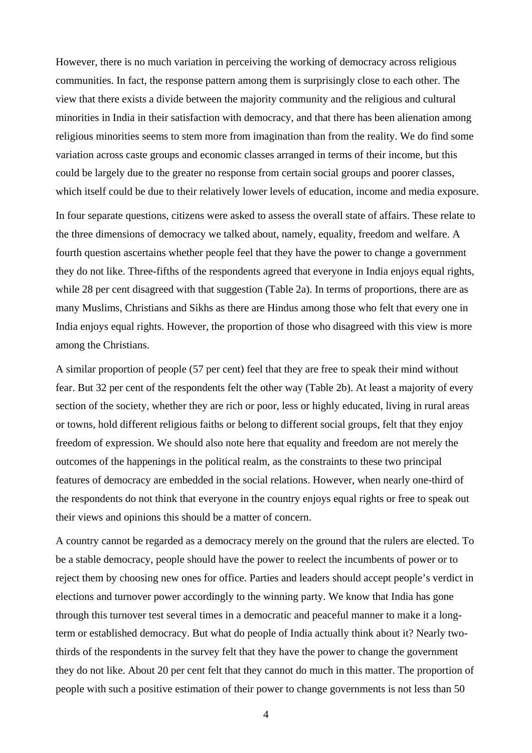However, there is no much variation in perceiving the working of democracy across religious communities. In fact, the response pattern among them is surprisingly close to each other. The view that there exists a divide between the majority community and the religious and cultural minorities in India in their satisfaction with democracy, and that there has been alienation among religious minorities seems to stem more from imagination than from the reality. We do find some variation across caste groups and economic classes arranged in terms of their income, but this could be largely due to the greater no response from certain social groups and poorer classes, which itself could be due to their relatively lower levels of education, income and media exposure.

In four separate questions, citizens were asked to assess the overall state of affairs. These relate to the three dimensions of democracy we talked about, namely, equality, freedom and welfare. A fourth question ascertains whether people feel that they have the power to change a government they do not like. Three-fifths of the respondents agreed that everyone in India enjoys equal rights, while 28 per cent disagreed with that suggestion (Table 2a). In terms of proportions, there are as many Muslims, Christians and Sikhs as there are Hindus among those who felt that every one in India enjoys equal rights. However, the proportion of those who disagreed with this view is more among the Christians.

A similar proportion of people (57 per cent) feel that they are free to speak their mind without fear. But 32 per cent of the respondents felt the other way (Table 2b). At least a majority of every section of the society, whether they are rich or poor, less or highly educated, living in rural areas or towns, hold different religious faiths or belong to different social groups, felt that they enjoy freedom of expression. We should also note here that equality and freedom are not merely the outcomes of the happenings in the political realm, as the constraints to these two principal features of democracy are embedded in the social relations. However, when nearly one-third of the respondents do not think that everyone in the country enjoys equal rights or free to speak out their views and opinions this should be a matter of concern.

A country cannot be regarded as a democracy merely on the ground that the rulers are elected. To be a stable democracy, people should have the power to reelect the incumbents of power or to reject them by choosing new ones for office. Parties and leaders should accept people's verdict in elections and turnover power accordingly to the winning party. We know that India has gone through this turnover test several times in a democratic and peaceful manner to make it a long-term or established democracy. But what do people of India actually think about it? Nearly two-thirds of the respondents in the survey felt that they have the power to change the government they do not like. About 20 per cent felt that they cannot do much in this matter. The proportion of people with such a positive estimation of their power to change governments is not less than 50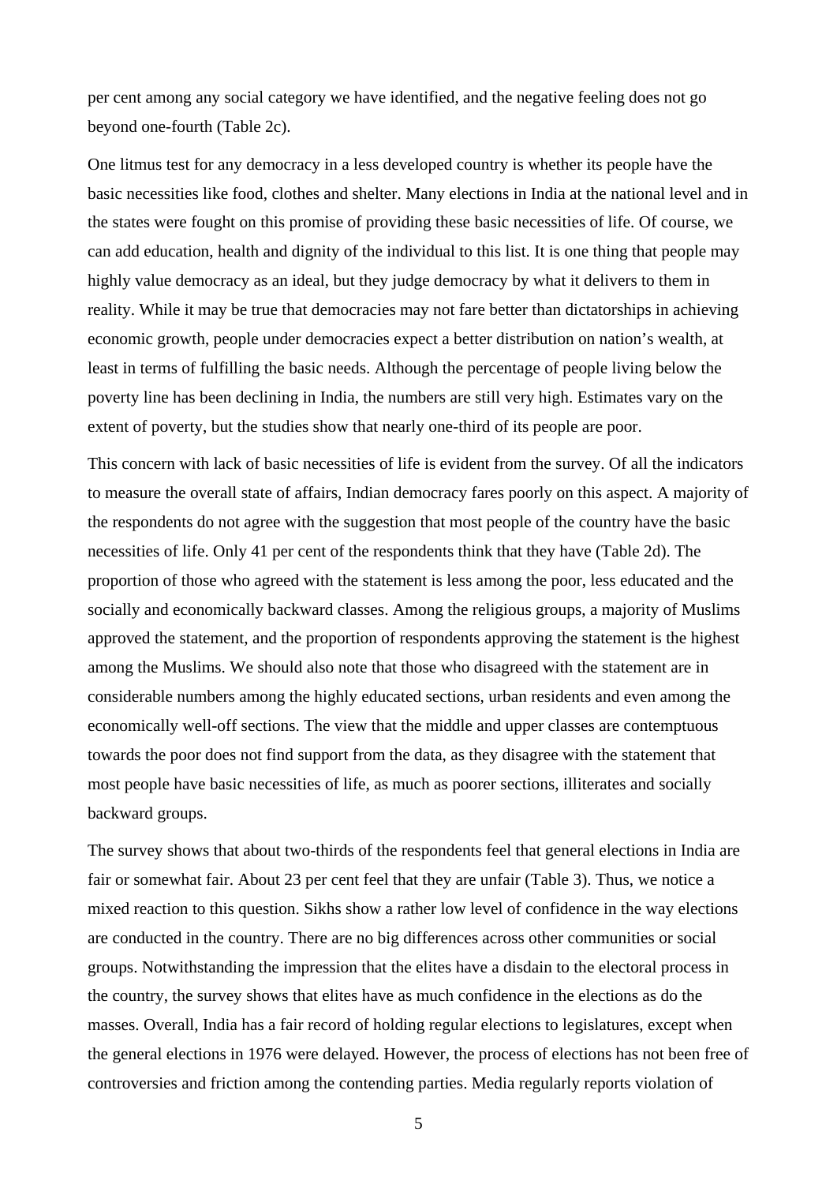per cent among any social category we have identified, and the negative feeling does not go beyond one-fourth (Table 2c).

One litmus test for any democracy in a less developed country is whether its people have the basic necessities like food, clothes and shelter. Many elections in India at the national level and in the states were fought on this promise of providing these basic necessities of life. Of course, we can add education, health and dignity of the individual to this list. It is one thing that people may highly value democracy as an ideal, but they judge democracy by what it delivers to them in reality. While it may be true that democracies may not fare better than dictatorships in achieving economic growth, people under democracies expect a better distribution on nation's wealth, at least in terms of fulfilling the basic needs. Although the percentage of people living below the poverty line has been declining in India, the numbers are still very high. Estimates vary on the extent of poverty, but the studies show that nearly one-third of its people are poor.

This concern with lack of basic necessities of life is evident from the survey. Of all the indicators to measure the overall state of affairs, Indian democracy fares poorly on this aspect. A majority of the respondents do not agree with the suggestion that most people of the country have the basic necessities of life. Only 41 per cent of the respondents think that they have (Table 2d). The proportion of those who agreed with the statement is less among the poor, less educated and the socially and economically backward classes. Among the religious groups, a majority of Muslims approved the statement, and the proportion of respondents approving the statement is the highest among the Muslims. We should also note that those who disagreed with the statement are in considerable numbers among the highly educated sections, urban residents and even among the economically well-off sections. The view that the middle and upper classes are contemptuous towards the poor does not find support from the data, as they disagree with the statement that most people have basic necessities of life, as much as poorer sections, illiterates and socially backward groups.

The survey shows that about two-thirds of the respondents feel that general elections in India are fair or somewhat fair. About 23 per cent feel that they are unfair (Table 3). Thus, we notice a mixed reaction to this question. Sikhs show a rather low level of confidence in the way elections are conducted in the country. There are no big differences across other communities or social groups. Notwithstanding the impression that the elites have a disdain to the electoral process in the country, the survey shows that elites have as much confidence in the elections as do the masses. Overall, India has a fair record of holding regular elections to legislatures, except when the general elections in 1976 were delayed. However, the process of elections has not been free of controversies and friction among the contending parties. Media regularly reports violation of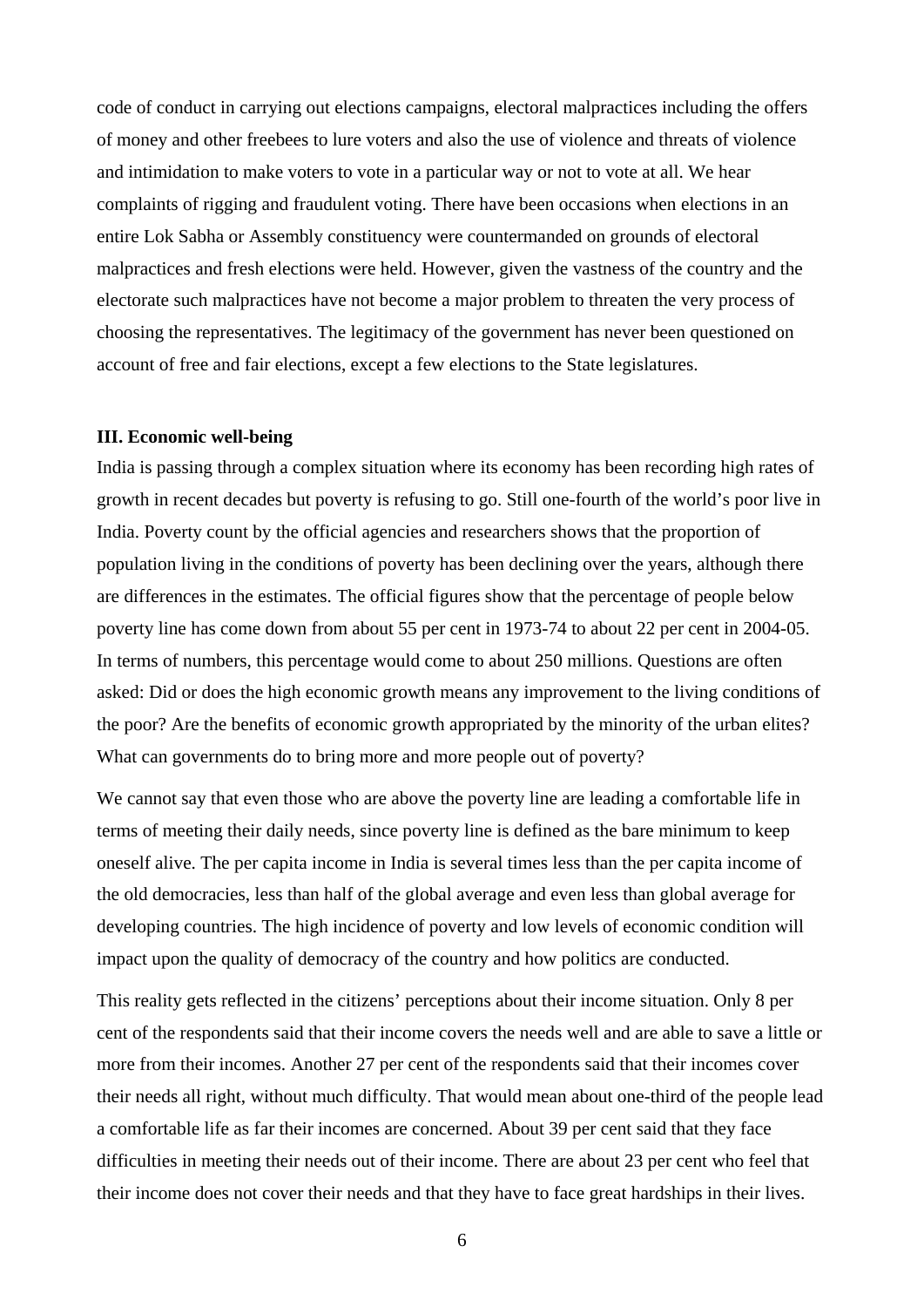code of conduct in carrying out elections campaigns, electoral malpractices including the offers of money and other freebees to lure voters and also the use of violence and threats of violence and intimidation to make voters to vote in a particular way or not to vote at all. We hear complaints of rigging and fraudulent voting. There have been occasions when elections in an entire Lok Sabha or Assembly constituency were countermanded on grounds of electoral malpractices and fresh elections were held. However, given the vastness of the country and the electorate such malpractices have not become a major problem to threaten the very process of choosing the representatives. The legitimacy of the government has never been questioned on account of free and fair elections, except a few elections to the State legislatures.

### III. Economic well-being

India is passing through a complex situation where its economy has been recording high rates of growth in recent decades but poverty is refusing to go. Still one-fourth of the world's poor live in India. Poverty count by the official agencies and researchers shows that the proportion of population living in the conditions of poverty has been declining over the years, although there are differences in the estimates. The official figures show that the percentage of people below poverty line has come down from about 55 per cent in 1973-74 to about 22 per cent in 2004-05. In terms of numbers, this percentage would come to about 250 millions. Questions are often asked: Did or does the high economic growth means any improvement to the living conditions of the poor? Are the benefits of economic growth appropriated by the minority of the urban elites? What can governments do to bring more and more people out of poverty?

We cannot say that even those who are above the poverty line are leading a comfortable life in terms of meeting their daily needs, since poverty line is defined as the bare minimum to keep oneself alive. The per capita income in India is several times less than the per capita income of the old democracies, less than half of the global average and even less than global average for developing countries. The high incidence of poverty and low levels of economic condition will impact upon the quality of democracy of the country and how politics are conducted.

This reality gets reflected in the citizens' perceptions about their income situation. Only 8 per cent of the respondents said that their income covers the needs well and are able to save a little or more from their incomes. Another 27 per cent of the respondents said that their incomes cover their needs all right, without much difficulty. That would mean about one-third of the people lead a comfortable life as far their incomes are concerned. About 39 per cent said that they face difficulties in meeting their needs out of their income. There are about 23 per cent who feel that their income does not cover their needs and that they have to face great hardships in their lives.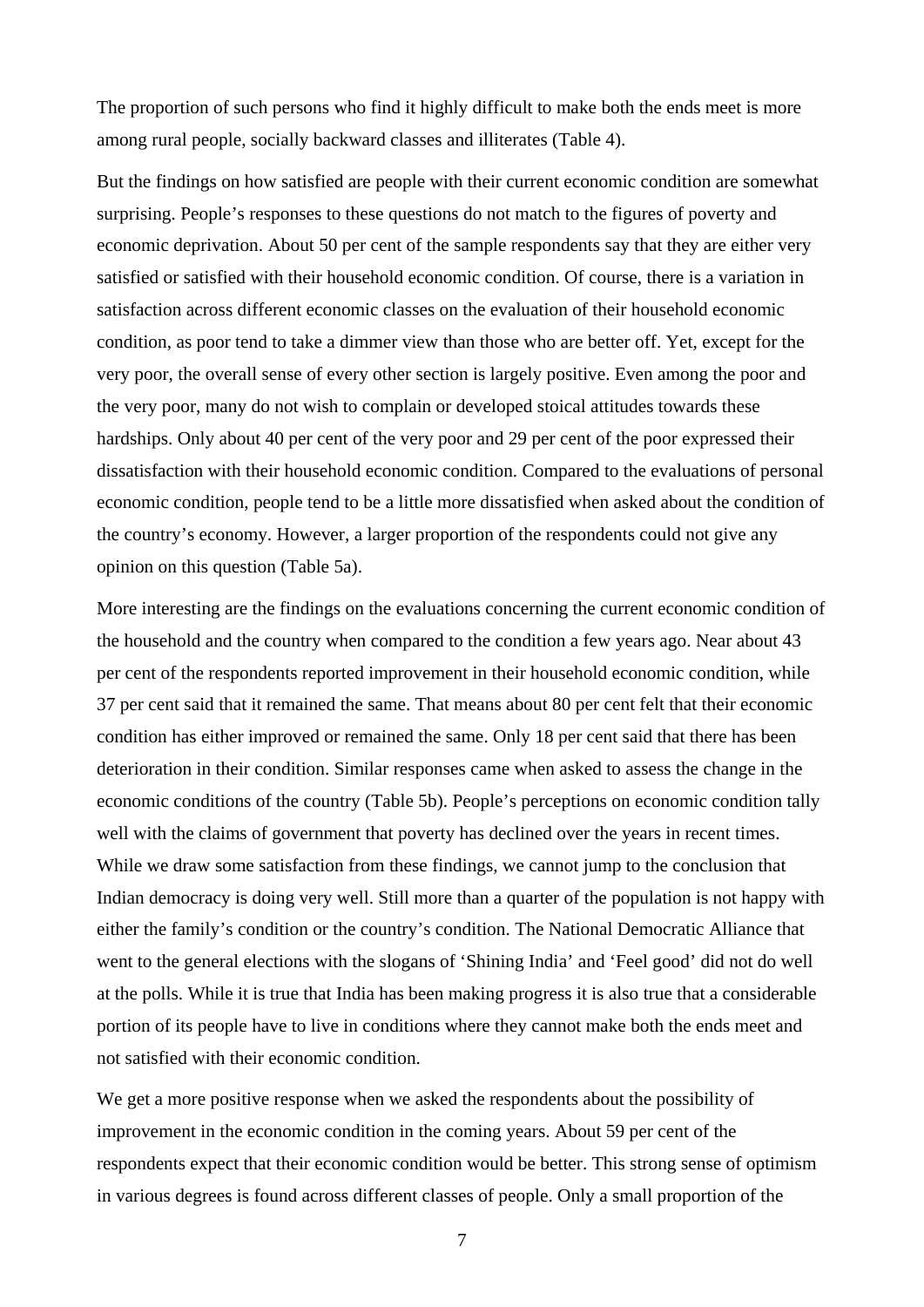The proportion of such persons who find it highly difficult to make both the ends meet is more among rural people, socially backward classes and illiterates (Table 4).

But the findings on how satisfied are people with their current economic condition are somewhat surprising. People's responses to these questions do not match to the figures of poverty and economic deprivation. About 50 per cent of the sample respondents say that they are either very satisfied or satisfied with their household economic condition. Of course, there is a variation in satisfaction across different economic classes on the evaluation of their household economic condition, as poor tend to take a dimmer view than those who are better off. Yet, except for the very poor, the overall sense of every other section is largely positive. Even among the poor and the very poor, many do not wish to complain or developed stoical attitudes towards these hardships. Only about 40 per cent of the very poor and 29 per cent of the poor expressed their dissatisfaction with their household economic condition. Compared to the evaluations of personal economic condition, people tend to be a little more dissatisfied when asked about the condition of the country's economy. However, a larger proportion of the respondents could not give any opinion on this question (Table 5a).

More interesting are the findings on the evaluations concerning the current economic condition of the household and the country when compared to the condition a few years ago. Near about 43 per cent of the respondents reported improvement in their household economic condition, while 37 per cent said that it remained the same. That means about 80 per cent felt that their economic condition has either improved or remained the same. Only 18 per cent said that there has been deterioration in their condition. Similar responses came when asked to assess the change in the economic conditions of the country (Table 5b). People's perceptions on economic condition tally well with the claims of government that poverty has declined over the years in recent times. While we draw some satisfaction from these findings, we cannot jump to the conclusion that Indian democracy is doing very well. Still more than a quarter of the population is not happy with either the family's condition or the country's condition. The National Democratic Alliance that went to the general elections with the slogans of 'Shining India' and 'Feel good' did not do well at the polls. While it is true that India has been making progress it is also true that a considerable portion of its people have to live in conditions where they cannot make both the ends meet and not satisfied with their economic condition.

We get a more positive response when we asked the respondents about the possibility of improvement in the economic condition in the coming years. About 59 per cent of the respondents expect that their economic condition would be better. This strong sense of optimism in various degrees is found across different classes of people. Only a small proportion of the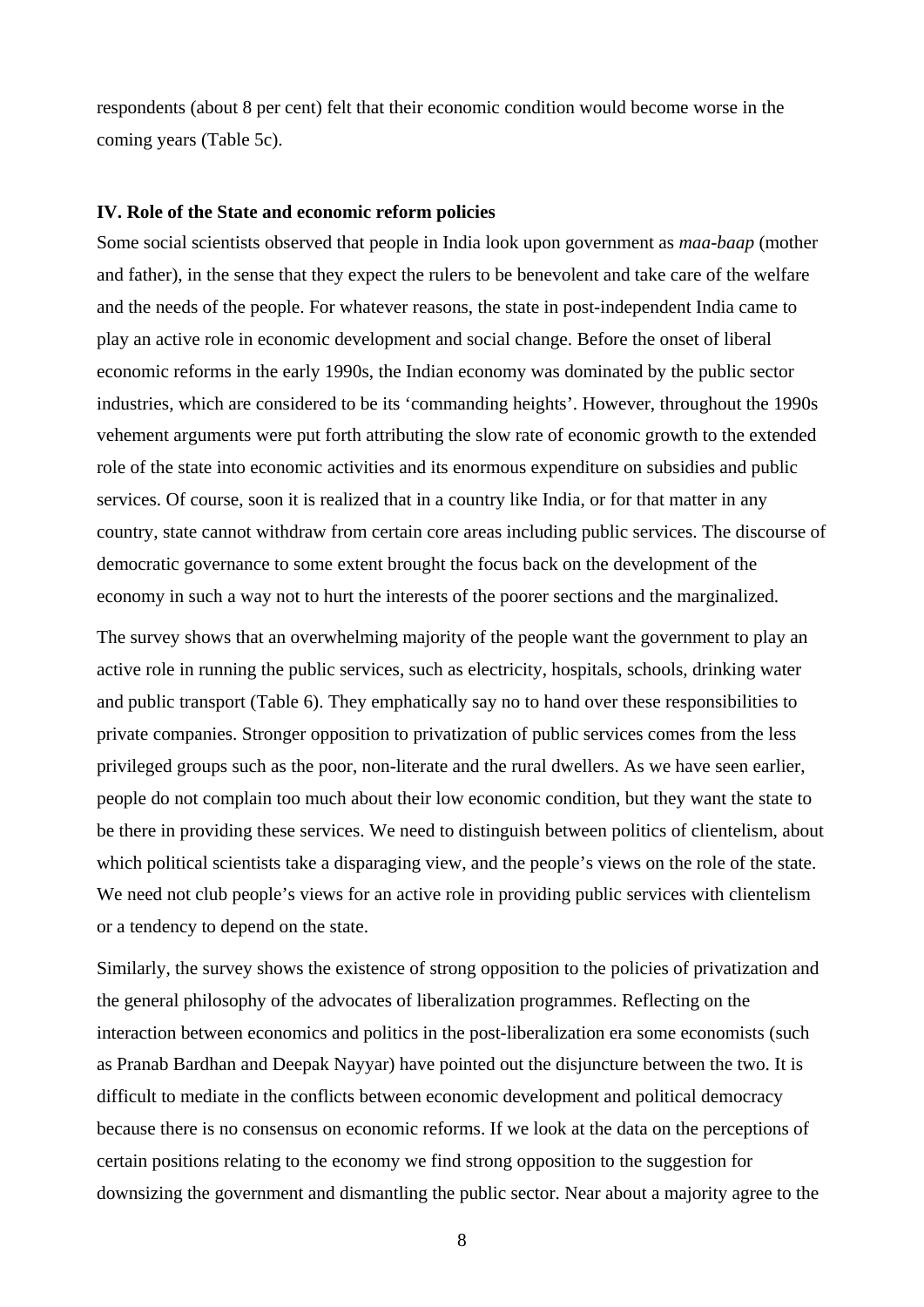respondents (about 8 per cent) felt that their economic condition would become worse in the coming years (Table 5c).

**IV. Role of the State and economic reform policies**

Some social scientists observed that people in India look upon government as *maa-baap* (mother and father), in the sense that they expect the rulers to be benevolent and take care of the welfare and the needs of the people. For whatever reasons, the state in post-independent India came to play an active role in economic development and social change. Before the onset of liberal economic reforms in the early 1990s, the Indian economy was dominated by the public sector industries, which are considered to be its 'commanding heights'. However, throughout the 1990s vehement arguments were put forth attributing the slow rate of economic growth to the extended role of the state into economic activities and its enormous expenditure on subsidies and public services. Of course, soon it is realized that in a country like India, or for that matter in any country, state cannot withdraw from certain core areas including public services. The discourse of democratic governance to some extent brought the focus back on the development of the economy in such a way not to hurt the interests of the poorer sections and the marginalized.

The survey shows that an overwhelming majority of the people want the government to play an active role in running the public services, such as electricity, hospitals, schools, drinking water and public transport (Table 6). They emphatically say no to hand over these responsibilities to private companies. Stronger opposition to privatization of public services comes from the less privileged groups such as the poor, non-literate and the rural dwellers. As we have seen earlier, people do not complain too much about their low economic condition, but they want the state to be there in providing these services. We need to distinguish between politics of clientelism, about which political scientists take a disparaging view, and the people's views on the role of the state. We need not club people's views for an active role in providing public services with clientelism or a tendency to depend on the state.

Similarly, the survey shows the existence of strong opposition to the policies of privatization and the general philosophy of the advocates of liberalization programmes. Reflecting on the interaction between economics and politics in the post-liberalization era some economists (such as Pranab Bardhan and Deepak Nayyar) have pointed out the disjuncture between the two. It is difficult to mediate in the conflicts between economic development and political democracy because there is no consensus on economic reforms. If we look at the data on the perceptions of certain positions relating to the economy we find strong opposition to the suggestion for downsizing the government and dismantling the public sector. Near about a majority agree to the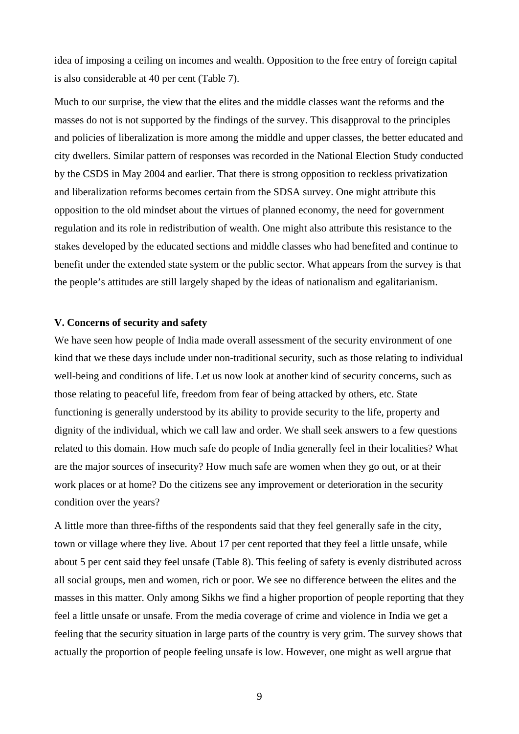idea of imposing a ceiling on incomes and wealth. Opposition to the free entry of foreign capital is also considerable at 40 per cent (Table 7).

Much to our surprise, the view that the elites and the middle classes want the reforms and the masses do not is not supported by the findings of the survey. This disapproval to the principles and policies of liberalization is more among the middle and upper classes, the better educated and city dwellers. Similar pattern of responses was recorded in the National Election Study conducted by the CSDS in May 2004 and earlier. That there is strong opposition to reckless privatization and liberalization reforms becomes certain from the SDSA survey. One might attribute this opposition to the old mindset about the virtues of planned economy, the need for government regulation and its role in redistribution of wealth. One might also attribute this resistance to the stakes developed by the educated sections and middle classes who had benefited and continue to benefit under the extended state system or the public sector. What appears from the survey is that the people's attitudes are still largely shaped by the ideas of nationalism and egalitarianism.

**V. Concerns of security and safety**

We have seen how people of India made overall assessment of the security environment of one kind that we these days include under non-traditional security, such as those relating to individual well-being and conditions of life. Let us now look at another kind of security concerns, such as those relating to peaceful life, freedom from fear of being attacked by others, etc. State functioning is generally understood by its ability to provide security to the life, property and dignity of the individual, which we call law and order. We shall seek answers to a few questions related to this domain. How much safe do people of India generally feel in their localities? What are the major sources of insecurity? How much safe are women when they go out, or at their work places or at home? Do the citizens see any improvement or deterioration in the security condition over the years?

A little more than three-fifths of the respondents said that they feel generally safe in the city, town or village where they live. About 17 per cent reported that they feel a little unsafe, while about 5 per cent said they feel unsafe (Table 8). This feeling of safety is evenly distributed across all social groups, men and women, rich or poor. We see no difference between the elites and the masses in this matter. Only among Sikhs we find a higher proportion of people reporting that they feel a little unsafe or unsafe. From the media coverage of crime and violence in India we get a feeling that the security situation in large parts of the country is very grim. The survey shows that actually the proportion of people feeling unsafe is low. However, one might as well argrue that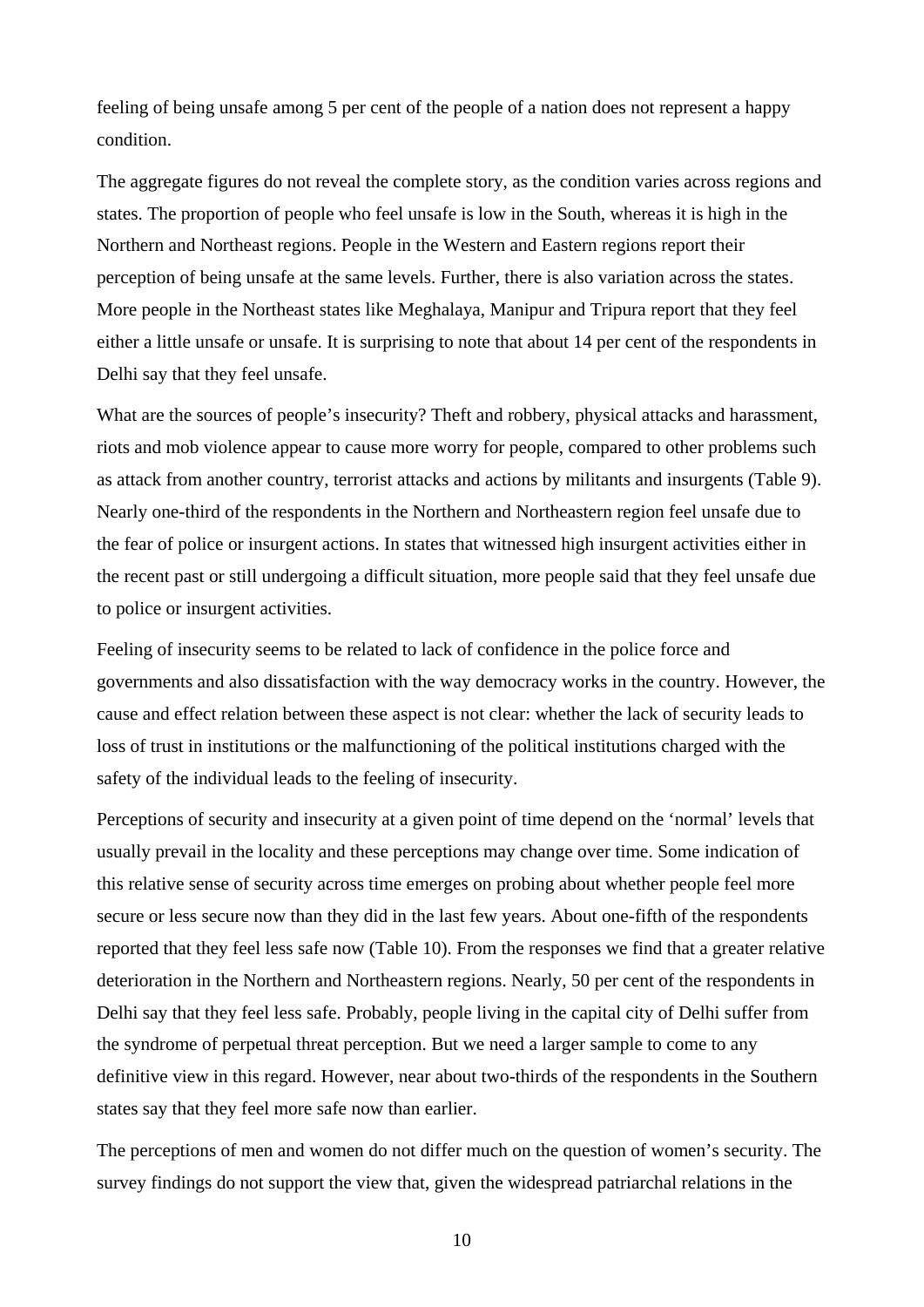feeling of being unsafe among 5 per cent of the people of a nation does not represent a happy condition.

The aggregate figures do not reveal the complete story, as the condition varies across regions and states. The proportion of people who feel unsafe is low in the South, whereas it is high in the Northern and Northeast regions. People in the Western and Eastern regions report their perception of being unsafe at the same levels. Further, there is also variation across the states. More people in the Northeast states like Meghalaya, Manipur and Tripura report that they feel either a little unsafe or unsafe. It is surprising to note that about 14 per cent of the respondents in Delhi say that they feel unsafe.

What are the sources of people's insecurity? Theft and robbery, physical attacks and harassment, riots and mob violence appear to cause more worry for people, compared to other problems such as attack from another country, terrorist attacks and actions by militants and insurgents (Table 9). Nearly one-third of the respondents in the Northern and Northeastern region feel unsafe due to the fear of police or insurgent actions. In states that witnessed high insurgent activities either in the recent past or still undergoing a difficult situation, more people said that they feel unsafe due to police or insurgent activities.

Feeling of insecurity seems to be related to lack of confidence in the police force and governments and also dissatisfaction with the way democracy works in the country. However, the cause and effect relation between these aspect is not clear: whether the lack of security leads to loss of trust in institutions or the malfunctioning of the political institutions charged with the safety of the individual leads to the feeling of insecurity.

Perceptions of security and insecurity at a given point of time depend on the 'normal' levels that usually prevail in the locality and these perceptions may change over time. Some indication of this relative sense of security across time emerges on probing about whether people feel more secure or less secure now than they did in the last few years. About one-fifth of the respondents reported that they feel less safe now (Table 10). From the responses we find that a greater relative deterioration in the Northern and Northeastern regions. Nearly, 50 per cent of the respondents in Delhi say that they feel less safe. Probably, people living in the capital city of Delhi suffer from the syndrome of perpetual threat perception. But we need a larger sample to come to any definitive view in this regard. However, near about two-thirds of the respondents in the Southern states say that they feel more safe now than earlier.

The perceptions of men and women do not differ much on the question of women's security. The survey findings do not support the view that, given the widespread patriarchal relations in the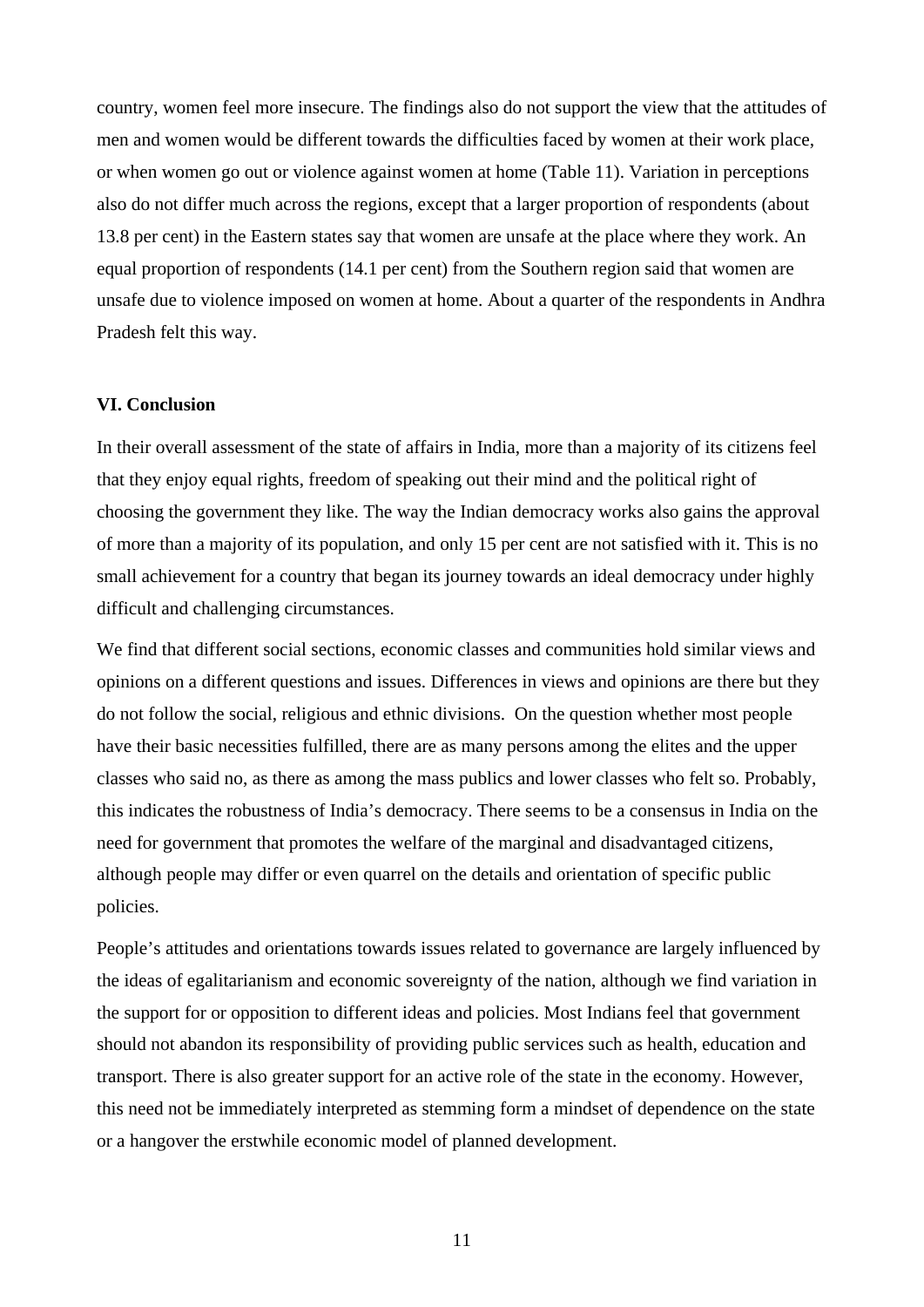country, women feel more insecure. The findings also do not support the view that the attitudes of men and women would be different towards the difficulties faced by women at their work place, or when women go out or violence against women at home (Table 11). Variation in perceptions also do not differ much across the regions, except that a larger proportion of respondents (about 13.8 per cent) in the Eastern states say that women are unsafe at the place where they work. An equal proportion of respondents (14.1 per cent) from the Southern region said that women are unsafe due to violence imposed on women at home. About a quarter of the respondents in Andhra Pradesh felt this way.

## VI. Conclusion

In their overall assessment of the state of affairs in India, more than a majority of its citizens feel that they enjoy equal rights, freedom of speaking out their mind and the political right of choosing the government they like. The way the Indian democracy works also gains the approval of more than a majority of its population, and only 15 per cent are not satisfied with it. This is no small achievement for a country that began its journey towards an ideal democracy under highly difficult and challenging circumstances.

We find that different social sections, economic classes and communities hold similar views and opinions on a different questions and issues. Differences in views and opinions are there but they do not follow the social, religious and ethnic divisions. On the question whether most people have their basic necessities fulfilled, there are as many persons among the elites and the upper classes who said no, as there as among the mass publics and lower classes who felt so. Probably, this indicates the robustness of India's democracy. There seems to be a consensus in India on the need for government that promotes the welfare of the marginal and disadvantaged citizens, although people may differ or even quarrel on the details and orientation of specific public policies.

People's attitudes and orientations towards issues related to governance are largely influenced by the ideas of egalitarianism and economic sovereignty of the nation, although we find variation in the support for or opposition to different ideas and policies. Most Indians feel that government should not abandon its responsibility of providing public services such as health, education and transport. There is also greater support for an active role of the state in the economy. However, this need not be immediately interpreted as stemming form a mindset of dependence on the state or a hangover the erstwhile economic model of planned development.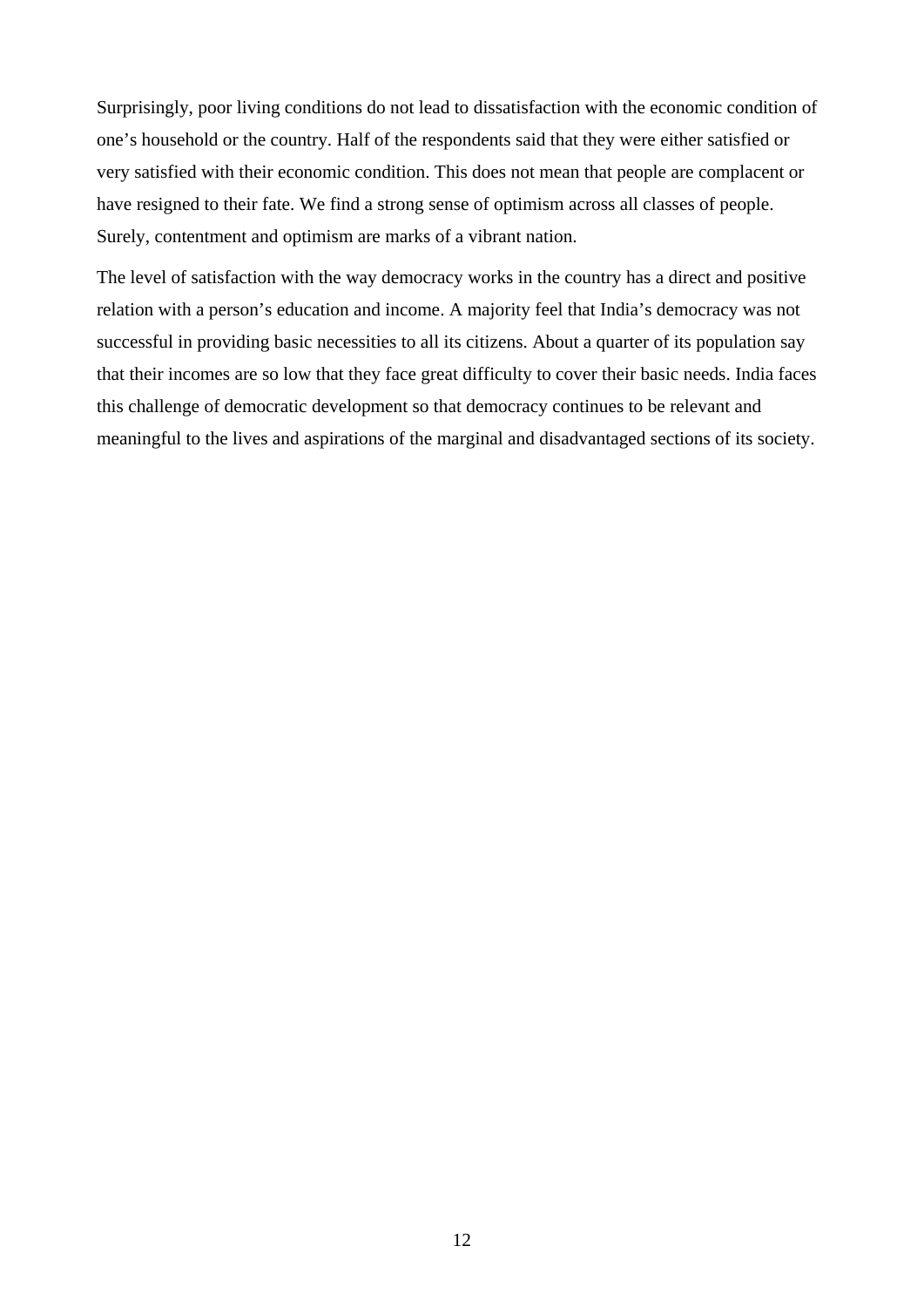Surprisingly, poor living conditions do not lead to dissatisfaction with the economic condition of one's household or the country. Half of the respondents said that they were either satisfied or very satisfied with their economic condition. This does not mean that people are complacent or have resigned to their fate. We find a strong sense of optimism across all classes of people. Surely, contentment and optimism are marks of a vibrant nation.

The level of satisfaction with the way democracy works in the country has a direct and positive relation with a person's education and income. A majority feel that India's democracy was not successful in providing basic necessities to all its citizens. About a quarter of its population say that their incomes are so low that they face great difficulty to cover their basic needs. India faces this challenge of democratic development so that democracy continues to be relevant and meaningful to the lives and aspirations of the marginal and disadvantaged sections of its society.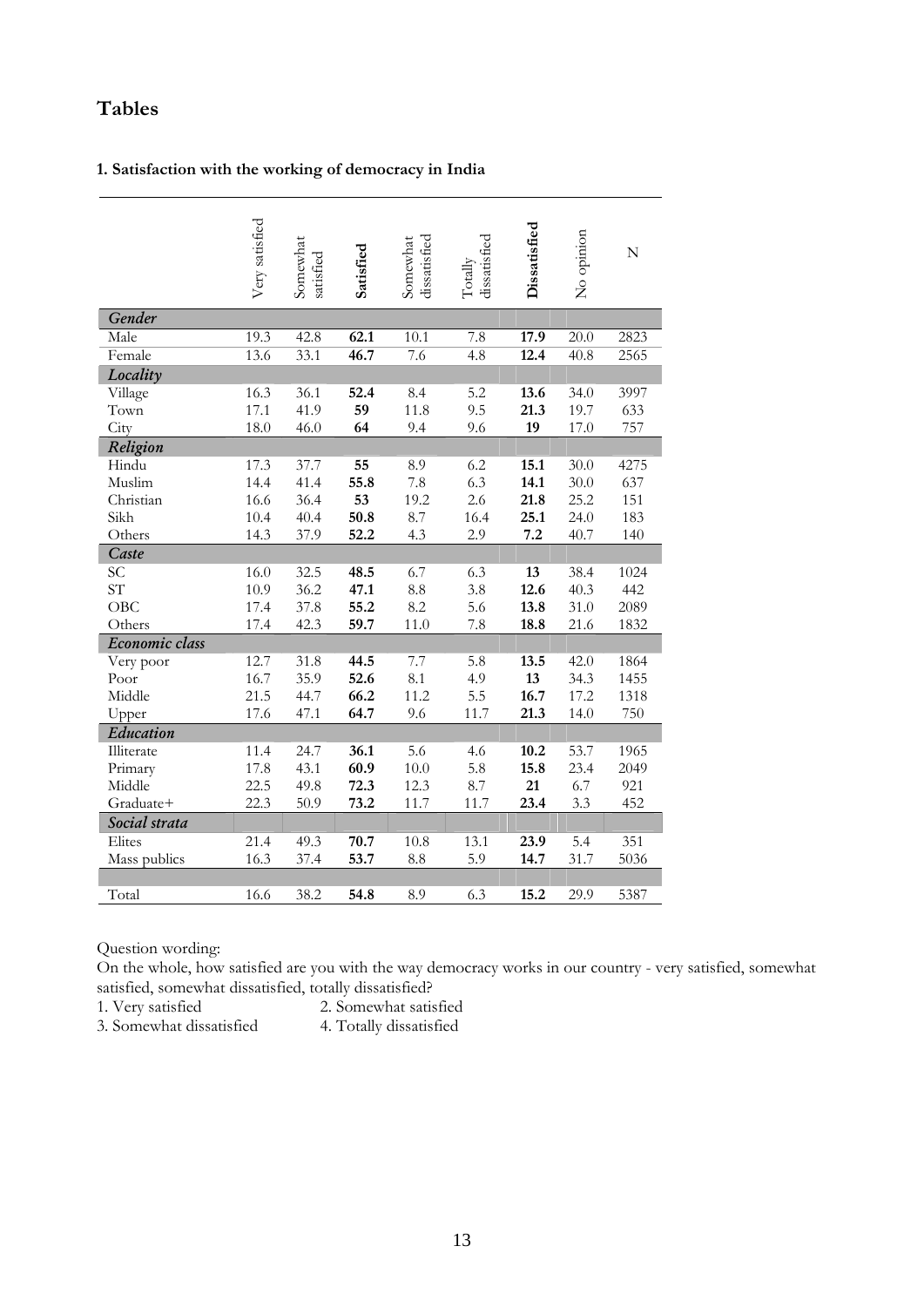## Tables

### 1. Satisfaction with the working of democracy in India

| | Very satisfied | Somewhat satisfied | **Satisfied** | Somewhat dissatisfied | Totally dissatisfied | **Dissatisfied** | No opinion | N |
|---|---|---|---|---|---|---|---|---|
| ***Gender*** | | | | | | | | |
| Male | 19.3 | 42.8 | **62.1** | 10.1 | 7.8 | **17.9** | 20.0 | 2823 |
| Female | 13.6 | 33.1 | **46.7** | 7.6 | 4.8 | **12.4** | 40.8 | 2565 |
| ***Locality*** | | | | | | | | |
| Village | 16.3 | 36.1 | **52.4** | 8.4 | 5.2 | **13.6** | 34.0 | 3997 |
| Town | 17.1 | 41.9 | **59** | 11.8 | 9.5 | **21.3** | 19.7 | 633 |
| City | 18.0 | 46.0 | **64** | 9.4 | 9.6 | **19** | 17.0 | 757 |
| ***Religion*** | | | | | | | | |
| Hindu | 17.3 | 37.7 | **55** | 8.9 | 6.2 | **15.1** | 30.0 | 4275 |
| Muslim | 14.4 | 41.4 | **55.8** | 7.8 | 6.3 | **14.1** | 30.0 | 637 |
| Christian | 16.6 | 36.4 | **53** | 19.2 | 2.6 | **21.8** | 25.2 | 151 |
| Sikh | 10.4 | 40.4 | **50.8** | 8.7 | 16.4 | **25.1** | 24.0 | 183 |
| Others | 14.3 | 37.9 | **52.2** | 4.3 | 2.9 | **7.2** | 40.7 | 140 |
| ***Caste*** | | | | | | | | |
| SC | 16.0 | 32.5 | **48.5** | 6.7 | 6.3 | **13** | 38.4 | 1024 |
| ST | 10.9 | 36.2 | **47.1** | 8.8 | 3.8 | **12.6** | 40.3 | 442 |
| OBC | 17.4 | 37.8 | **55.2** | 8.2 | 5.6 | **13.8** | 31.0 | 2089 |
| Others | 17.4 | 42.3 | **59.7** | 11.0 | 7.8 | **18.8** | 21.6 | 1832 |
| ***Economic class*** | | | | | | | | |
| Very poor | 12.7 | 31.8 | **44.5** | 7.7 | 5.8 | **13.5** | 42.0 | 1864 |
| Poor | 16.7 | 35.9 | **52.6** | 8.1 | 4.9 | **13** | 34.3 | 1455 |
| Middle | 21.5 | 44.7 | **66.2** | 11.2 | 5.5 | **16.7** | 17.2 | 1318 |
| Upper | 17.6 | 47.1 | **64.7** | 9.6 | 11.7 | **21.3** | 14.0 | 750 |
| ***Education*** | | | | | | | | |
| Illiterate | 11.4 | 24.7 | **36.1** | 5.6 | 4.6 | **10.2** | 53.7 | 1965 |
| Primary | 17.8 | 43.1 | **60.9** | 10.0 | 5.8 | **15.8** | 23.4 | 2049 |
| Middle | 22.5 | 49.8 | **72.3** | 12.3 | 8.7 | **21** | 6.7 | 921 |
| Graduate+ | 22.3 | 50.9 | **73.2** | 11.7 | 11.7 | **23.4** | 3.3 | 452 |
| ***Social strata*** | | | | | | | | |
| Elites | 21.4 | 49.3 | **70.7** | 10.8 | 13.1 | **23.9** | 5.4 | 351 |
| Mass publics | 16.3 | 37.4 | **53.7** | 8.8 | 5.9 | **14.7** | 31.7 | 5036 |
| | | | | | | | | |
| Total | 16.6 | 38.2 | **54.8** | 8.9 | 6.3 | **15.2** | 29.9 | 5387 |

Question wording:
On the whole, how satisfied are you with the way democracy works in our country - very satisfied, somewhat satisfied, somewhat dissatisfied, totally dissatisfied?

1. Very satisfied 2. Somewhat satisfied
3. Somewhat dissatisfied 4. Totally dissatisfied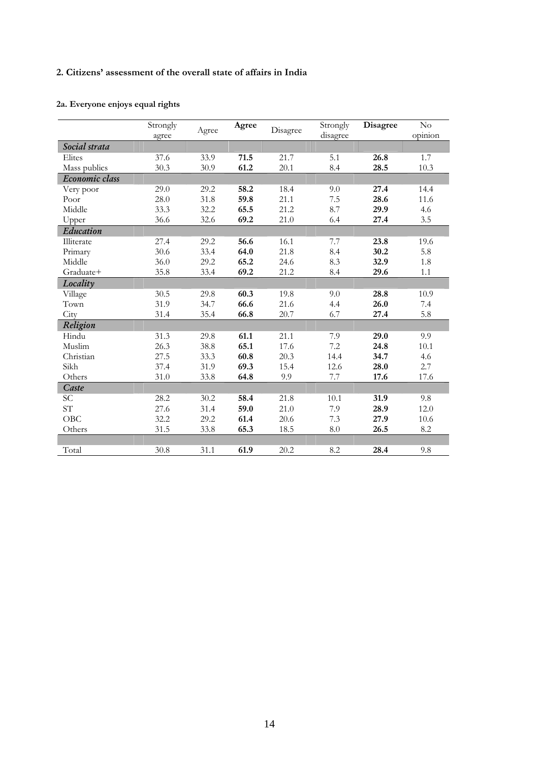## 2. Citizens' assessment of the overall state of affairs in India

### 2a. Everyone enjoys equal rights

| | Strongly agree | Agree | **Agree** | Disagree | Strongly disagree | **Disagree** | No opinion |
|---|---|---|---|---|---|---|---|
| *Social strata* | | | | | | | |
| Elites | 37.6 | 33.9 | **71.5** | 21.7 | 5.1 | **26.8** | 1.7 |
| Mass publics | 30.3 | 30.9 | **61.2** | 20.1 | 8.4 | **28.5** | 10.3 |
| *Economic class* | | | | | | | |
| Very poor | 29.0 | 29.2 | **58.2** | 18.4 | 9.0 | **27.4** | 14.4 |
| Poor | 28.0 | 31.8 | **59.8** | 21.1 | 7.5 | **28.6** | 11.6 |
| Middle | 33.3 | 32.2 | **65.5** | 21.2 | 8.7 | **29.9** | 4.6 |
| Upper | 36.6 | 32.6 | **69.2** | 21.0 | 6.4 | **27.4** | 3.5 |
| *Education* | | | | | | | |
| Illiterate | 27.4 | 29.2 | **56.6** | 16.1 | 7.7 | **23.8** | 19.6 |
| Primary | 30.6 | 33.4 | **64.0** | 21.8 | 8.4 | **30.2** | 5.8 |
| Middle | 36.0 | 29.2 | **65.2** | 24.6 | 8.3 | **32.9** | 1.8 |
| Graduate+ | 35.8 | 33.4 | **69.2** | 21.2 | 8.4 | **29.6** | 1.1 |
| *Locality* | | | | | | | |
| Village | 30.5 | 29.8 | **60.3** | 19.8 | 9.0 | **28.8** | 10.9 |
| Town | 31.9 | 34.7 | **66.6** | 21.6 | 4.4 | **26.0** | 7.4 |
| City | 31.4 | 35.4 | **66.8** | 20.7 | 6.7 | **27.4** | 5.8 |
| *Religion* | | | | | | | |
| Hindu | 31.3 | 29.8 | **61.1** | 21.1 | 7.9 | **29.0** | 9.9 |
| Muslim | 26.3 | 38.8 | **65.1** | 17.6 | 7.2 | **24.8** | 10.1 |
| Christian | 27.5 | 33.3 | **60.8** | 20.3 | 14.4 | **34.7** | 4.6 |
| Sikh | 37.4 | 31.9 | **69.3** | 15.4 | 12.6 | **28.0** | 2.7 |
| Others | 31.0 | 33.8 | **64.8** | 9.9 | 7.7 | **17.6** | 17.6 |
| *Caste* | | | | | | | |
| SC | 28.2 | 30.2 | **58.4** | 21.8 | 10.1 | **31.9** | 9.8 |
| ST | 27.6 | 31.4 | **59.0** | 21.0 | 7.9 | **28.9** | 12.0 |
| OBC | 32.2 | 29.2 | **61.4** | 20.6 | 7.3 | **27.9** | 10.6 |
| Others | 31.5 | 33.8 | **65.3** | 18.5 | 8.0 | **26.5** | 8.2 |
| | | | | | | | |
| Total | 30.8 | 31.1 | **61.9** | 20.2 | 8.2 | **28.4** | 9.8 |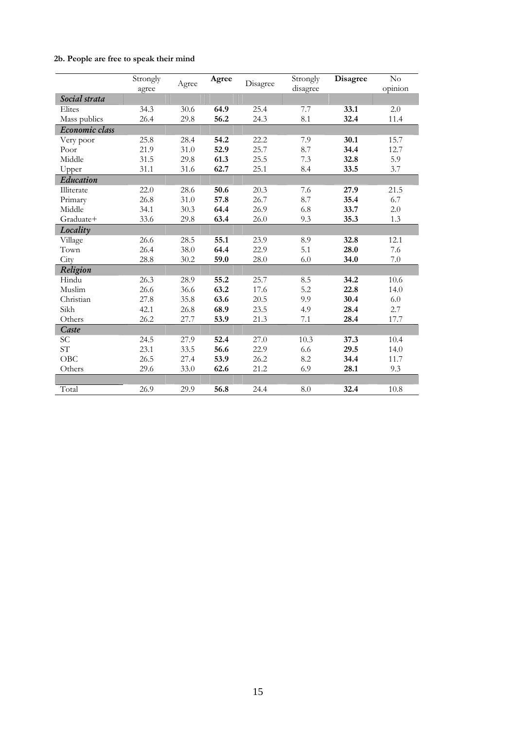**2b. People are free to speak their mind**

| | Strongly agree | Agree | **Agree** | Disagree | Strongly disagree | **Disagree** | No opinion |
|---|---|---|---|---|---|---|---|
| ***Social strata*** | | | | | | | |
| Elites | 34.3 | 30.6 | **64.9** | 25.4 | 7.7 | **33.1** | 2.0 |
| Mass publics | 26.4 | 29.8 | **56.2** | 24.3 | 8.1 | **32.4** | 11.4 |
| ***Economic class*** | | | | | | | |
| Very poor | 25.8 | 28.4 | **54.2** | 22.2 | 7.9 | **30.1** | 15.7 |
| Poor | 21.9 | 31.0 | **52.9** | 25.7 | 8.7 | **34.4** | 12.7 |
| Middle | 31.5 | 29.8 | **61.3** | 25.5 | 7.3 | **32.8** | 5.9 |
| Upper | 31.1 | 31.6 | **62.7** | 25.1 | 8.4 | **33.5** | 3.7 |
| ***Education*** | | | | | | | |
| Illiterate | 22.0 | 28.6 | **50.6** | 20.3 | 7.6 | **27.9** | 21.5 |
| Primary | 26.8 | 31.0 | **57.8** | 26.7 | 8.7 | **35.4** | 6.7 |
| Middle | 34.1 | 30.3 | **64.4** | 26.9 | 6.8 | **33.7** | 2.0 |
| Graduate+ | 33.6 | 29.8 | **63.4** | 26.0 | 9.3 | **35.3** | 1.3 |
| ***Locality*** | | | | | | | |
| Village | 26.6 | 28.5 | **55.1** | 23.9 | 8.9 | **32.8** | 12.1 |
| Town | 26.4 | 38.0 | **64.4** | 22.9 | 5.1 | **28.0** | 7.6 |
| City | 28.8 | 30.2 | **59.0** | 28.0 | 6.0 | **34.0** | 7.0 |
| ***Religion*** | | | | | | | |
| Hindu | 26.3 | 28.9 | **55.2** | 25.7 | 8.5 | **34.2** | 10.6 |
| Muslim | 26.6 | 36.6 | **63.2** | 17.6 | 5.2 | **22.8** | 14.0 |
| Christian | 27.8 | 35.8 | **63.6** | 20.5 | 9.9 | **30.4** | 6.0 |
| Sikh | 42.1 | 26.8 | **68.9** | 23.5 | 4.9 | **28.4** | 2.7 |
| Others | 26.2 | 27.7 | **53.9** | 21.3 | 7.1 | **28.4** | 17.7 |
| ***Caste*** | | | | | | | |
| SC | 24.5 | 27.9 | **52.4** | 27.0 | 10.3 | **37.3** | 10.4 |
| ST | 23.1 | 33.5 | **56.6** | 22.9 | 6.6 | **29.5** | 14.0 |
| OBC | 26.5 | 27.4 | **53.9** | 26.2 | 8.2 | **34.4** | 11.7 |
| Others | 29.6 | 33.0 | **62.6** | 21.2 | 6.9 | **28.1** | 9.3 |
| | | | | | | | |
| Total | 26.9 | 29.9 | **56.8** | 24.4 | 8.0 | **32.4** | 10.8 |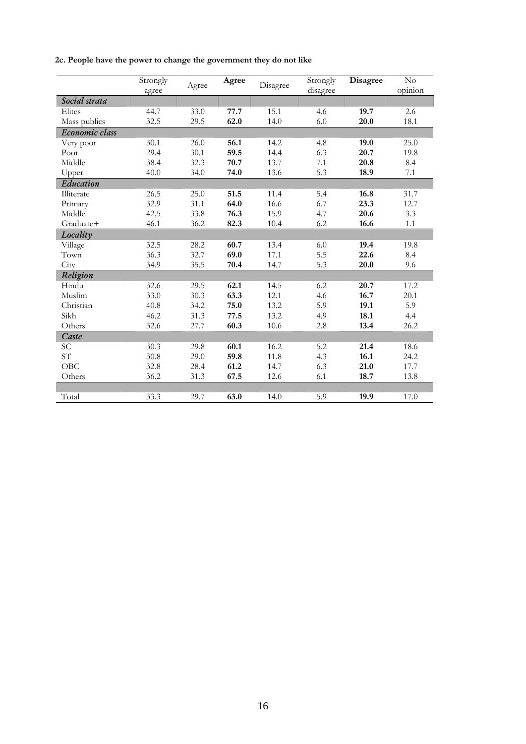**2c. People have the power to change the government they do not like**

| | Strongly agree | Agree | **Agree** | Disagree | Strongly disagree | **Disagree** | No opinion |
|---|---|---|---|---|---|---|---|
| ***Social strata*** | | | | | | | |
| Elites | 44.7 | 33.0 | **77.7** | 15.1 | 4.6 | **19.7** | 2.6 |
| Mass publics | 32.5 | 29.5 | **62.0** | 14.0 | 6.0 | **20.0** | 18.1 |
| ***Economic class*** | | | | | | | |
| Very poor | 30.1 | 26.0 | **56.1** | 14.2 | 4.8 | **19.0** | 25.0 |
| Poor | 29.4 | 30.1 | **59.5** | 14.4 | 6.3 | **20.7** | 19.8 |
| Middle | 38.4 | 32.3 | **70.7** | 13.7 | 7.1 | **20.8** | 8.4 |
| Upper | 40.0 | 34.0 | **74.0** | 13.6 | 5.3 | **18.9** | 7.1 |
| ***Education*** | | | | | | | |
| Illiterate | 26.5 | 25.0 | **51.5** | 11.4 | 5.4 | **16.8** | 31.7 |
| Primary | 32.9 | 31.1 | **64.0** | 16.6 | 6.7 | **23.3** | 12.7 |
| Middle | 42.5 | 33.8 | **76.3** | 15.9 | 4.7 | **20.6** | 3.3 |
| Graduate+ | 46.1 | 36.2 | **82.3** | 10.4 | 6.2 | **16.6** | 1.1 |
| ***Locality*** | | | | | | | |
| Village | 32.5 | 28.2 | **60.7** | 13.4 | 6.0 | **19.4** | 19.8 |
| Town | 36.3 | 32.7 | **69.0** | 17.1 | 5.5 | **22.6** | 8.4 |
| City | 34.9 | 35.5 | **70.4** | 14.7 | 5.3 | **20.0** | 9.6 |
| ***Religion*** | | | | | | | |
| Hindu | 32.6 | 29.5 | **62.1** | 14.5 | 6.2 | **20.7** | 17.2 |
| Muslim | 33.0 | 30.3 | **63.3** | 12.1 | 4.6 | **16.7** | 20.1 |
| Christian | 40.8 | 34.2 | **75.0** | 13.2 | 5.9 | **19.1** | 5.9 |
| Sikh | 46.2 | 31.3 | **77.5** | 13.2 | 4.9 | **18.1** | 4.4 |
| Others | 32.6 | 27.7 | **60.3** | 10.6 | 2.8 | **13.4** | 26.2 |
| ***Caste*** | | | | | | | |
| SC | 30.3 | 29.8 | **60.1** | 16.2 | 5.2 | **21.4** | 18.6 |
| ST | 30.8 | 29.0 | **59.8** | 11.8 | 4.3 | **16.1** | 24.2 |
| OBC | 32.8 | 28.4 | **61.2** | 14.7 | 6.3 | **21.0** | 17.7 |
| Others | 36.2 | 31.3 | **67.5** | 12.6 | 6.1 | **18.7** | 13.8 |
| | | | | | | | |
| Total | 33.3 | 29.7 | **63.0** | 14.0 | 5.9 | **19.9** | 17.0 |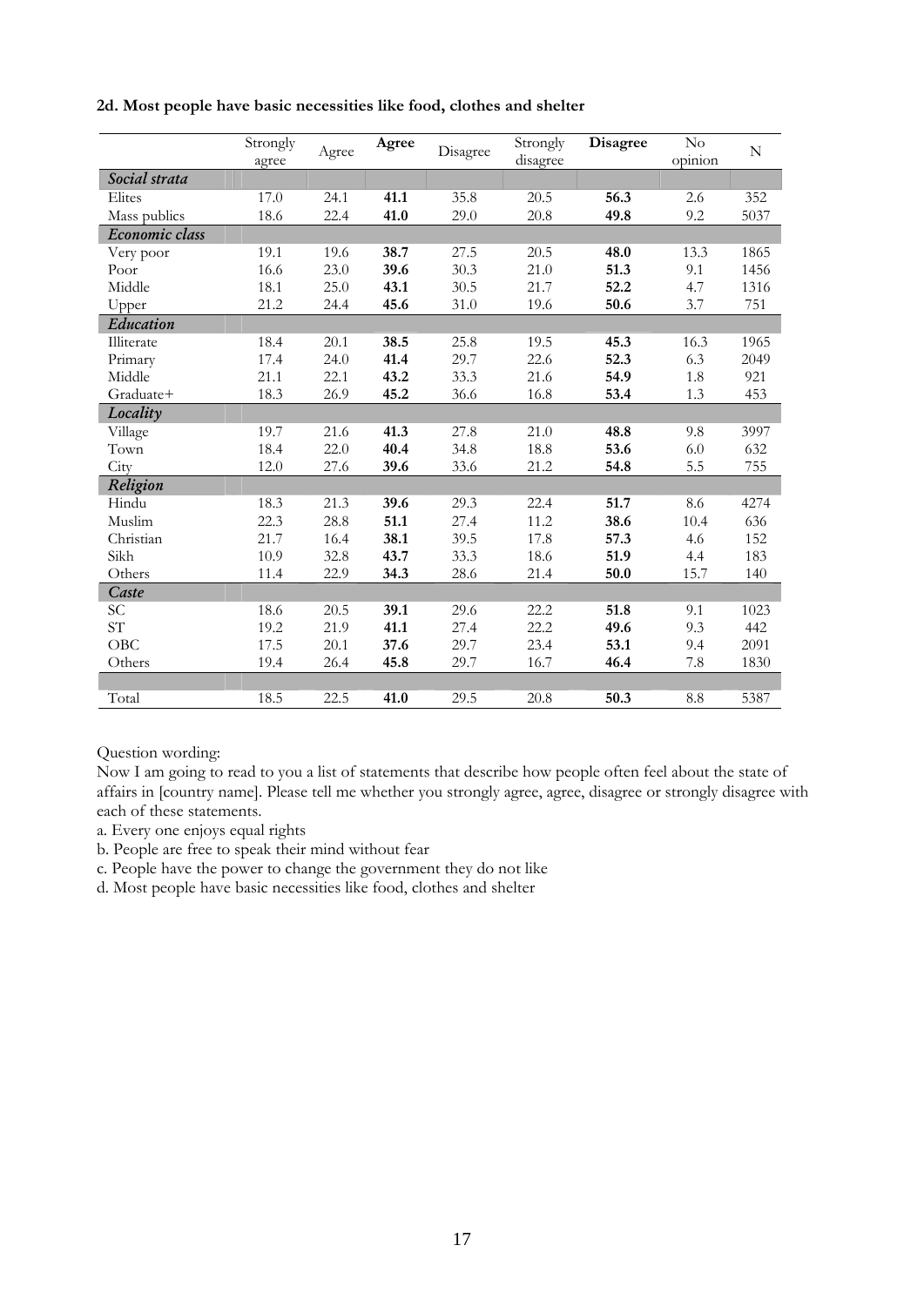**2d. Most people have basic necessities like food, clothes and shelter**

| | Strongly agree | Agree | **Agree** | Disagree | Strongly disagree | **Disagree** | No opinion | N |
|---|---|---|---|---|---|---|---|---|
| ***Social strata*** | | | | | | | | |
| Elites | 17.0 | 24.1 | **41.1** | 35.8 | 20.5 | **56.3** | 2.6 | 352 |
| Mass publics | 18.6 | 22.4 | **41.0** | 29.0 | 20.8 | **49.8** | 9.2 | 5037 |
| ***Economic class*** | | | | | | | | |
| Very poor | 19.1 | 19.6 | **38.7** | 27.5 | 20.5 | **48.0** | 13.3 | 1865 |
| Poor | 16.6 | 23.0 | **39.6** | 30.3 | 21.0 | **51.3** | 9.1 | 1456 |
| Middle | 18.1 | 25.0 | **43.1** | 30.5 | 21.7 | **52.2** | 4.7 | 1316 |
| Upper | 21.2 | 24.4 | **45.6** | 31.0 | 19.6 | **50.6** | 3.7 | 751 |
| ***Education*** | | | | | | | | |
| Illiterate | 18.4 | 20.1 | **38.5** | 25.8 | 19.5 | **45.3** | 16.3 | 1965 |
| Primary | 17.4 | 24.0 | **41.4** | 29.7 | 22.6 | **52.3** | 6.3 | 2049 |
| Middle | 21.1 | 22.1 | **43.2** | 33.3 | 21.6 | **54.9** | 1.8 | 921 |
| Graduate+ | 18.3 | 26.9 | **45.2** | 36.6 | 16.8 | **53.4** | 1.3 | 453 |
| ***Locality*** | | | | | | | | |
| Village | 19.7 | 21.6 | **41.3** | 27.8 | 21.0 | **48.8** | 9.8 | 3997 |
| Town | 18.4 | 22.0 | **40.4** | 34.8 | 18.8 | **53.6** | 6.0 | 632 |
| City | 12.0 | 27.6 | **39.6** | 33.6 | 21.2 | **54.8** | 5.5 | 755 |
| ***Religion*** | | | | | | | | |
| Hindu | 18.3 | 21.3 | **39.6** | 29.3 | 22.4 | **51.7** | 8.6 | 4274 |
| Muslim | 22.3 | 28.8 | **51.1** | 27.4 | 11.2 | **38.6** | 10.4 | 636 |
| Christian | 21.7 | 16.4 | **38.1** | 39.5 | 17.8 | **57.3** | 4.6 | 152 |
| Sikh | 10.9 | 32.8 | **43.7** | 33.3 | 18.6 | **51.9** | 4.4 | 183 |
| Others | 11.4 | 22.9 | **34.3** | 28.6 | 21.4 | **50.0** | 15.7 | 140 |
| ***Caste*** | | | | | | | | |
| SC | 18.6 | 20.5 | **39.1** | 29.6 | 22.2 | **51.8** | 9.1 | 1023 |
| ST | 19.2 | 21.9 | **41.1** | 27.4 | 22.2 | **49.6** | 9.3 | 442 |
| OBC | 17.5 | 20.1 | **37.6** | 29.7 | 23.4 | **53.1** | 9.4 | 2091 |
| Others | 19.4 | 26.4 | **45.8** | 29.7 | 16.7 | **46.4** | 7.8 | 1830 |
| | | | | | | | | |
| Total | 18.5 | 22.5 | **41.0** | 29.5 | 20.8 | **50.3** | 8.8 | 5387 |

Question wording:
Now I am going to read to you a list of statements that describe how people often feel about the state of affairs in [country name]. Please tell me whether you strongly agree, agree, disagree or strongly disagree with each of these statements.

a. Every one enjoys equal rights
b. People are free to speak their mind without fear
c. People have the power to change the government they do not like
d. Most people have basic necessities like food, clothes and shelter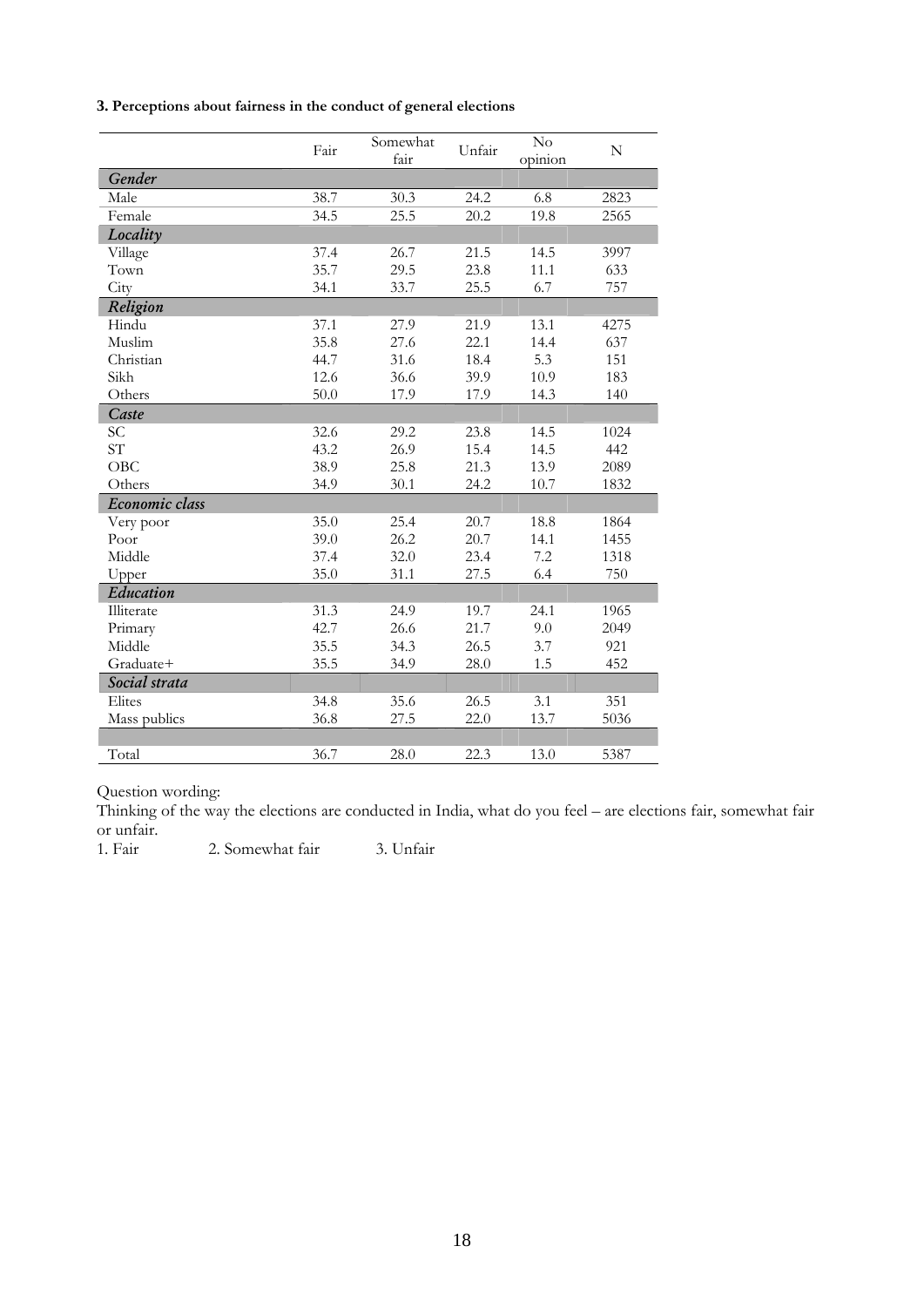**3. Perceptions about fairness in the conduct of general elections**

| | Fair | Somewhat fair | Unfair | No opinion | N |
|---|---|---|---|---|---|
| ***Gender*** | | | | | |
| Male | 38.7 | 30.3 | 24.2 | 6.8 | 2823 |
| Female | 34.5 | 25.5 | 20.2 | 19.8 | 2565 |
| ***Locality*** | | | | | |
| Village | 37.4 | 26.7 | 21.5 | 14.5 | 3997 |
| Town | 35.7 | 29.5 | 23.8 | 11.1 | 633 |
| City | 34.1 | 33.7 | 25.5 | 6.7 | 757 |
| ***Religion*** | | | | | |
| Hindu | 37.1 | 27.9 | 21.9 | 13.1 | 4275 |
| Muslim | 35.8 | 27.6 | 22.1 | 14.4 | 637 |
| Christian | 44.7 | 31.6 | 18.4 | 5.3 | 151 |
| Sikh | 12.6 | 36.6 | 39.9 | 10.9 | 183 |
| Others | 50.0 | 17.9 | 17.9 | 14.3 | 140 |
| ***Caste*** | | | | | |
| SC | 32.6 | 29.2 | 23.8 | 14.5 | 1024 |
| ST | 43.2 | 26.9 | 15.4 | 14.5 | 442 |
| OBC | 38.9 | 25.8 | 21.3 | 13.9 | 2089 |
| Others | 34.9 | 30.1 | 24.2 | 10.7 | 1832 |
| ***Economic class*** | | | | | |
| Very poor | 35.0 | 25.4 | 20.7 | 18.8 | 1864 |
| Poor | 39.0 | 26.2 | 20.7 | 14.1 | 1455 |
| Middle | 37.4 | 32.0 | 23.4 | 7.2 | 1318 |
| Upper | 35.0 | 31.1 | 27.5 | 6.4 | 750 |
| ***Education*** | | | | | |
| Illiterate | 31.3 | 24.9 | 19.7 | 24.1 | 1965 |
| Primary | 42.7 | 26.6 | 21.7 | 9.0 | 2049 |
| Middle | 35.5 | 34.3 | 26.5 | 3.7 | 921 |
| Graduate+ | 35.5 | 34.9 | 28.0 | 1.5 | 452 |
| ***Social strata*** | | | | | |
| Elites | 34.8 | 35.6 | 26.5 | 3.1 | 351 |
| Mass publics | 36.8 | 27.5 | 22.0 | 13.7 | 5036 |
| | | | | | |
| Total | 36.7 | 28.0 | 22.3 | 13.0 | 5387 |

Question wording:
Thinking of the way the elections are conducted in India, what do you feel – are elections fair, somewhat fair or unfair.

1. Fair 2. Somewhat fair 3. Unfair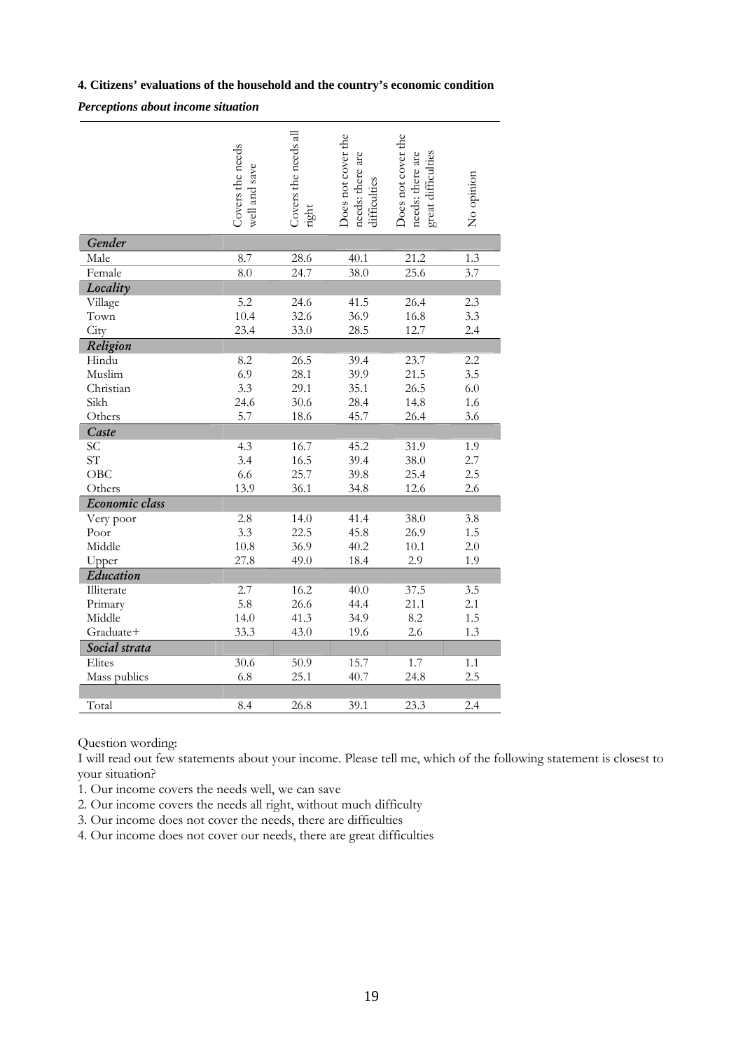**4. Citizens' evaluations of the household and the country's economic condition**

***Perceptions about income situation***

| | Covers the needs well and save | Covers the needs all right | Does not cover the needs: there are difficulties | Does not cover the needs: there are great difficulties | No opinion |
|---|---|---|---|---|---|
| ***Gender*** | | | | | |
| Male | 8.7 | 28.6 | 40.1 | 21.2 | 1.3 |
| Female | 8.0 | 24.7 | 38.0 | 25.6 | 3.7 |
| ***Locality*** | | | | | |
| Village | 5.2 | 24.6 | 41.5 | 26.4 | 2.3 |
| Town | 10.4 | 32.6 | 36.9 | 16.8 | 3.3 |
| City | 23.4 | 33.0 | 28.5 | 12.7 | 2.4 |
| ***Religion*** | | | | | |
| Hindu | 8.2 | 26.5 | 39.4 | 23.7 | 2.2 |
| Muslim | 6.9 | 28.1 | 39.9 | 21.5 | 3.5 |
| Christian | 3.3 | 29.1 | 35.1 | 26.5 | 6.0 |
| Sikh | 24.6 | 30.6 | 28.4 | 14.8 | 1.6 |
| Others | 5.7 | 18.6 | 45.7 | 26.4 | 3.6 |
| ***Caste*** | | | | | |
| SC | 4.3 | 16.7 | 45.2 | 31.9 | 1.9 |
| ST | 3.4 | 16.5 | 39.4 | 38.0 | 2.7 |
| OBC | 6.6 | 25.7 | 39.8 | 25.4 | 2.5 |
| Others | 13.9 | 36.1 | 34.8 | 12.6 | 2.6 |
| ***Economic class*** | | | | | |
| Very poor | 2.8 | 14.0 | 41.4 | 38.0 | 3.8 |
| Poor | 3.3 | 22.5 | 45.8 | 26.9 | 1.5 |
| Middle | 10.8 | 36.9 | 40.2 | 10.1 | 2.0 |
| Upper | 27.8 | 49.0 | 18.4 | 2.9 | 1.9 |
| ***Education*** | | | | | |
| Illiterate | 2.7 | 16.2 | 40.0 | 37.5 | 3.5 |
| Primary | 5.8 | 26.6 | 44.4 | 21.1 | 2.1 |
| Middle | 14.0 | 41.3 | 34.9 | 8.2 | 1.5 |
| Graduate+ | 33.3 | 43.0 | 19.6 | 2.6 | 1.3 |
| ***Social strata*** | | | | | |
| Elites | 30.6 | 50.9 | 15.7 | 1.7 | 1.1 |
| Mass publics | 6.8 | 25.1 | 40.7 | 24.8 | 2.5 |
| | | | | | |
| Total | 8.4 | 26.8 | 39.1 | 23.3 | 2.4 |

Question wording:
I will read out few statements about your income. Please tell me, which of the following statement is closest to your situation?

1. Our income covers the needs well, we can save
2. Our income covers the needs all right, without much difficulty
3. Our income does not cover the needs, there are difficulties
4. Our income does not cover our needs, there are great difficulties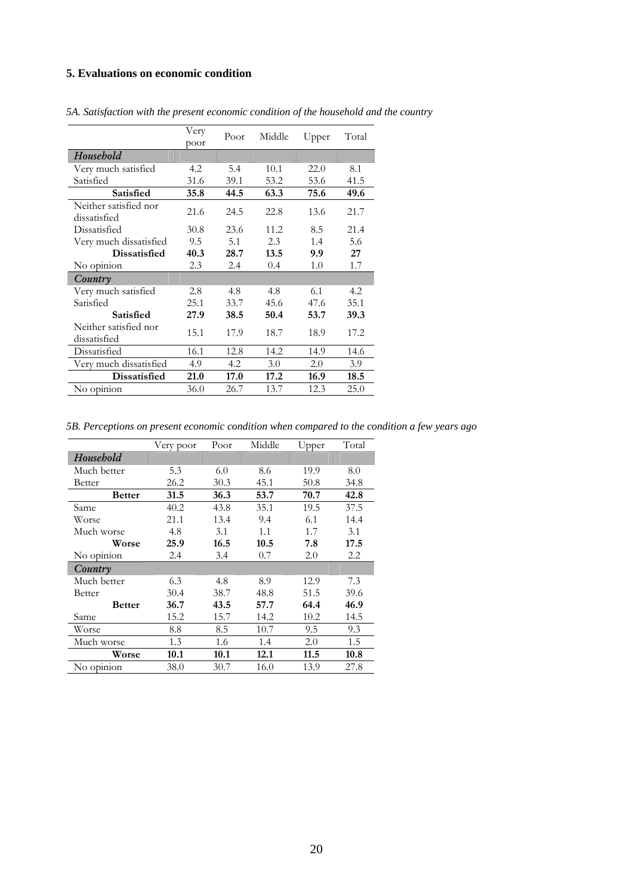### 5. Evaluations on economic condition

*5A. Satisfaction with the present economic condition of the household and the country*

| | Very poor | Poor | Middle | Upper | Total |
|---|---|---|---|---|---|
| ***Household*** | | | | | |
| Very much satisfied | 4.2 | 5.4 | 10.1 | 22.0 | 8.1 |
| Satisfied | 31.6 | 39.1 | 53.2 | 53.6 | 41.5 |
| **Satisfied** | **35.8** | **44.5** | **63.3** | **75.6** | **49.6** |
| Neither satisfied nor dissatisfied | 21.6 | 24.5 | 22.8 | 13.6 | 21.7 |
| Dissatisfied | 30.8 | 23.6 | 11.2 | 8.5 | 21.4 |
| Very much dissatisfied | 9.5 | 5.1 | 2.3 | 1.4 | 5.6 |
| **Dissatisfied** | **40.3** | **28.7** | **13.5** | **9.9** | **27** |
| No opinion | 2.3 | 2.4 | 0.4 | 1.0 | 1.7 |
| ***Country*** | | | | | |
| Very much satisfied | 2.8 | 4.8 | 4.8 | 6.1 | 4.2 |
| Satisfied | 25.1 | 33.7 | 45.6 | 47.6 | 35.1 |
| **Satisfied** | **27.9** | **38.5** | **50.4** | **53.7** | **39.3** |
| Neither satisfied nor dissatisfied | 15.1 | 17.9 | 18.7 | 18.9 | 17.2 |
| Dissatisfied | 16.1 | 12.8 | 14.2 | 14.9 | 14.6 |
| Very much dissatisfied | 4.9 | 4.2 | 3.0 | 2.0 | 3.9 |
| **Dissatisfied** | **21.0** | **17.0** | **17.2** | **16.9** | **18.5** |
| No opinion | 36.0 | 26.7 | 13.7 | 12.3 | 25.0 |

*5B. Perceptions on present economic condition when compared to the condition a few years ago*

| | Very poor | Poor | Middle | Upper | Total |
|---|---|---|---|---|---|
| ***Household*** | | | | | |
| Much better | 5.3 | 6.0 | 8.6 | 19.9 | 8.0 |
| Better | 26.2 | 30.3 | 45.1 | 50.8 | 34.8 |
| **Better** | **31.5** | **36.3** | **53.7** | **70.7** | **42.8** |
| Same | 40.2 | 43.8 | 35.1 | 19.5 | 37.5 |
| Worse | 21.1 | 13.4 | 9.4 | 6.1 | 14.4 |
| Much worse | 4.8 | 3.1 | 1.1 | 1.7 | 3.1 |
| **Worse** | **25.9** | **16.5** | **10.5** | **7.8** | **17.5** |
| No opinion | 2.4 | 3.4 | 0.7 | 2.0 | 2.2 |
| ***Country*** | | | | | |
| Much better | 6.3 | 4.8 | 8.9 | 12.9 | 7.3 |
| Better | 30.4 | 38.7 | 48.8 | 51.5 | 39.6 |
| **Better** | **36.7** | **43.5** | **57.7** | **64.4** | **46.9** |
| Same | 15.2 | 15.7 | 14.2 | 10.2 | 14.5 |
| Worse | 8.8 | 8.5 | 10.7 | 9.5 | 9.3 |
| Much worse | 1.3 | 1.6 | 1.4 | 2.0 | 1.5 |
| **Worse** | **10.1** | **10.1** | **12.1** | **11.5** | **10.8** |
| No opinion | 38.0 | 30.7 | 16.0 | 13.9 | 27.8 |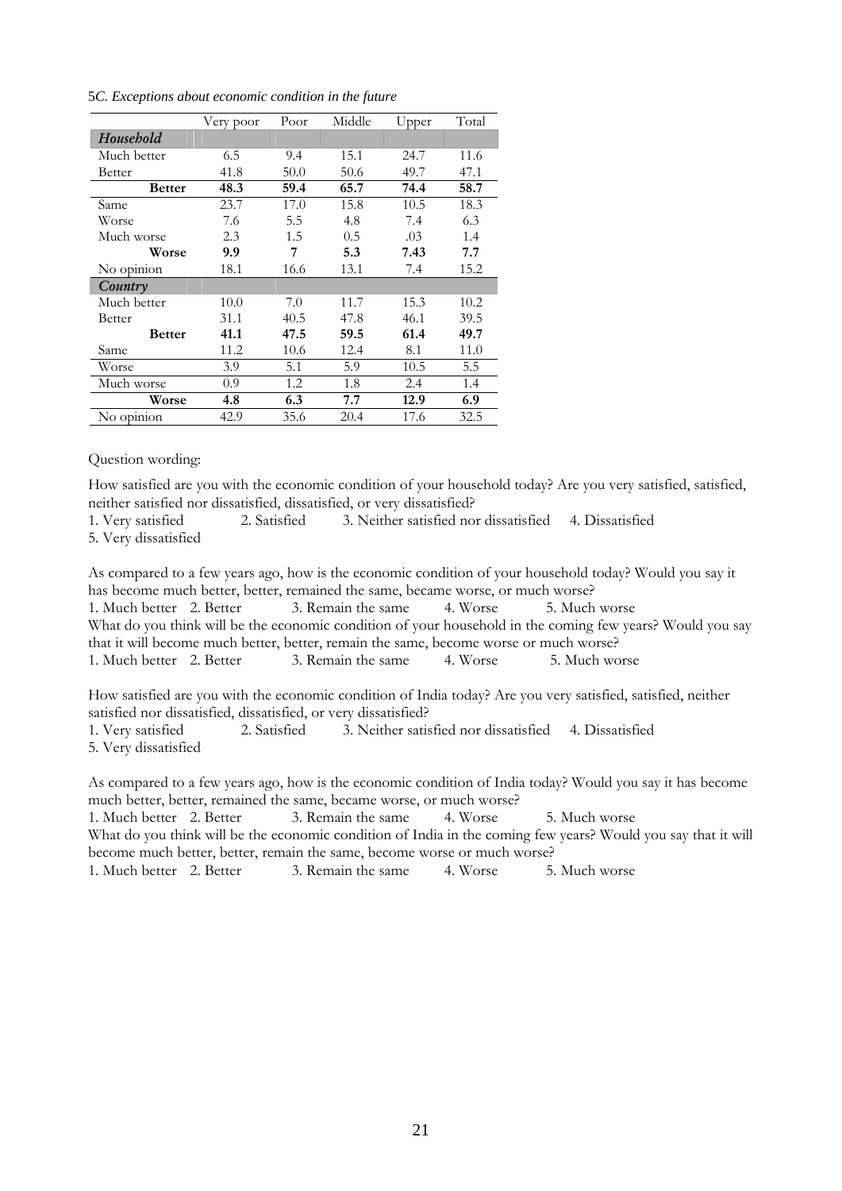5*C. Exceptions about economic condition in the future*

| | Very poor | Poor | Middle | Upper | Total |
|---|---|---|---|---|---|
| ***Household*** | | | | | |
| Much better | 6.5 | 9.4 | 15.1 | 24.7 | 11.6 |
| Better | 41.8 | 50.0 | 50.6 | 49.7 | 47.1 |
| **Better** | **48.3** | **59.4** | **65.7** | **74.4** | **58.7** |
| Same | 23.7 | 17.0 | 15.8 | 10.5 | 18.3 |
| Worse | 7.6 | 5.5 | 4.8 | 7.4 | 6.3 |
| Much worse | 2.3 | 1.5 | 0.5 | .03 | 1.4 |
| **Worse** | **9.9** | **7** | **5.3** | **7.43** | **7.7** |
| No opinion | 18.1 | 16.6 | 13.1 | 7.4 | 15.2 |
| ***Country*** | | | | | |
| Much better | 10.0 | 7.0 | 11.7 | 15.3 | 10.2 |
| Better | 31.1 | 40.5 | 47.8 | 46.1 | 39.5 |
| **Better** | **41.1** | **47.5** | **59.5** | **61.4** | **49.7** |
| Same | 11.2 | 10.6 | 12.4 | 8.1 | 11.0 |
| Worse | 3.9 | 5.1 | 5.9 | 10.5 | 5.5 |
| Much worse | 0.9 | 1.2 | 1.8 | 2.4 | 1.4 |
| **Worse** | **4.8** | **6.3** | **7.7** | **12.9** | **6.9** |
| No opinion | 42.9 | 35.6 | 20.4 | 17.6 | 32.5 |

Question wording:

How satisfied are you with the economic condition of your household today? Are you very satisfied, satisfied, neither satisfied nor dissatisfied, dissatisfied, or very dissatisfied?
1. Very satisfied 2. Satisfied 3. Neither satisfied nor dissatisfied 4. Dissatisfied
5. Very dissatisfied

As compared to a few years ago, how is the economic condition of your household today? Would you say it has become much better, better, remained the same, became worse, or much worse?
1. Much better 2. Better 3. Remain the same 4. Worse 5. Much worse
What do you think will be the economic condition of your household in the coming few years? Would you say that it will become much better, better, remain the same, become worse or much worse?
1. Much better 2. Better 3. Remain the same 4. Worse 5. Much worse

How satisfied are you with the economic condition of India today? Are you very satisfied, satisfied, neither satisfied nor dissatisfied, dissatisfied, or very dissatisfied?
1. Very satisfied 2. Satisfied 3. Neither satisfied nor dissatisfied 4. Dissatisfied
5. Very dissatisfied

As compared to a few years ago, how is the economic condition of India today? Would you say it has become much better, better, remained the same, became worse, or much worse?
1. Much better 2. Better 3. Remain the same 4. Worse 5. Much worse
What do you think will be the economic condition of India in the coming few years? Would you say that it will become much better, better, remain the same, become worse or much worse?
1. Much better 2. Better 3. Remain the same 4. Worse 5. Much worse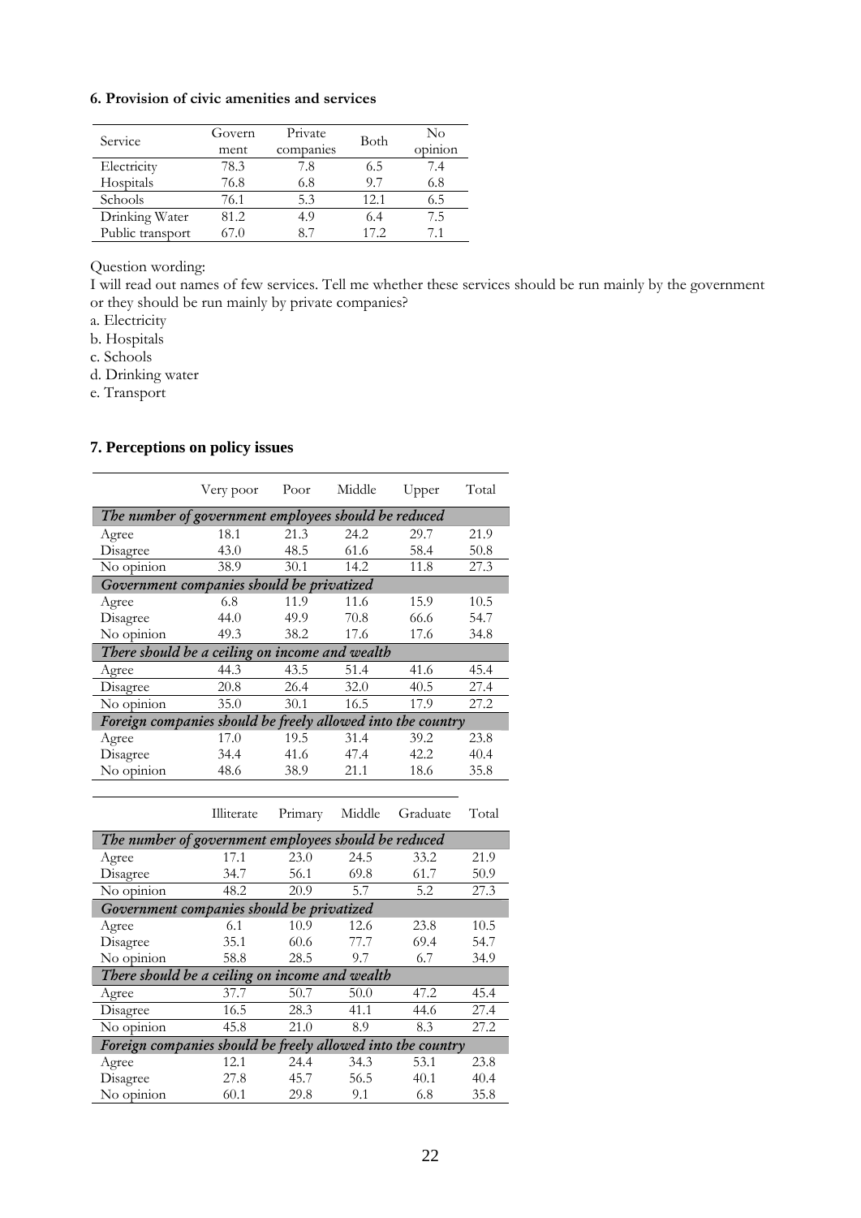### 6. Provision of civic amenities and services

| Service | Government | Private companies | Both | No opinion |
|---|---|---|---|---|
| Electricity | 78.3 | 7.8 | 6.5 | 7.4 |
| Hospitals | 76.8 | 6.8 | 9.7 | 6.8 |
| Schools | 76.1 | 5.3 | 12.1 | 6.5 |
| Drinking Water | 81.2 | 4.9 | 6.4 | 7.5 |
| Public transport | 67.0 | 8.7 | 17.2 | 7.1 |

Question wording:
I will read out names of few services. Tell me whether these services should be run mainly by the government or they should be run mainly by private companies?
a. Electricity
b. Hospitals
c. Schools
d. Drinking water
e. Transport

### 7. Perceptions on policy issues

| | Very poor | Poor | Middle | Upper | Total |
|---|---|---|---|---|---|
| *The number of government employees should be reduced* | | | | | |
| Agree | 18.1 | 21.3 | 24.2 | 29.7 | 21.9 |
| Disagree | 43.0 | 48.5 | 61.6 | 58.4 | 50.8 |
| No opinion | 38.9 | 30.1 | 14.2 | 11.8 | 27.3 |
| *Government companies should be privatized* | | | | | |
| Agree | 6.8 | 11.9 | 11.6 | 15.9 | 10.5 |
| Disagree | 44.0 | 49.9 | 70.8 | 66.6 | 54.7 |
| No opinion | 49.3 | 38.2 | 17.6 | 17.6 | 34.8 |
| *There should be a ceiling on income and wealth* | | | | | |
| Agree | 44.3 | 43.5 | 51.4 | 41.6 | 45.4 |
| Disagree | 20.8 | 26.4 | 32.0 | 40.5 | 27.4 |
| No opinion | 35.0 | 30.1 | 16.5 | 17.9 | 27.2 |
| *Foreign companies should be freely allowed into the country* | | | | | |
| Agree | 17.0 | 19.5 | 31.4 | 39.2 | 23.8 |
| Disagree | 34.4 | 41.6 | 47.4 | 42.2 | 40.4 |
| No opinion | 48.6 | 38.9 | 21.1 | 18.6 | 35.8 |

| | Illiterate | Primary | Middle | Graduate | Total |
|---|---|---|---|---|---|
| *The number of government employees should be reduced* | | | | | |
| Agree | 17.1 | 23.0 | 24.5 | 33.2 | 21.9 |
| Disagree | 34.7 | 56.1 | 69.8 | 61.7 | 50.9 |
| No opinion | 48.2 | 20.9 | 5.7 | 5.2 | 27.3 |
| *Government companies should be privatized* | | | | | |
| Agree | 6.1 | 10.9 | 12.6 | 23.8 | 10.5 |
| Disagree | 35.1 | 60.6 | 77.7 | 69.4 | 54.7 |
| No opinion | 58.8 | 28.5 | 9.7 | 6.7 | 34.9 |
| *There should be a ceiling on income and wealth* | | | | | |
| Agree | 37.7 | 50.7 | 50.0 | 47.2 | 45.4 |
| Disagree | 16.5 | 28.3 | 41.1 | 44.6 | 27.4 |
| No opinion | 45.8 | 21.0 | 8.9 | 8.3 | 27.2 |
| *Foreign companies should be freely allowed into the country* | | | | | |
| Agree | 12.1 | 24.4 | 34.3 | 53.1 | 23.8 |
| Disagree | 27.8 | 45.7 | 56.5 | 40.1 | 40.4 |
| No opinion | 60.1 | 29.8 | 9.1 | 6.8 | 35.8 |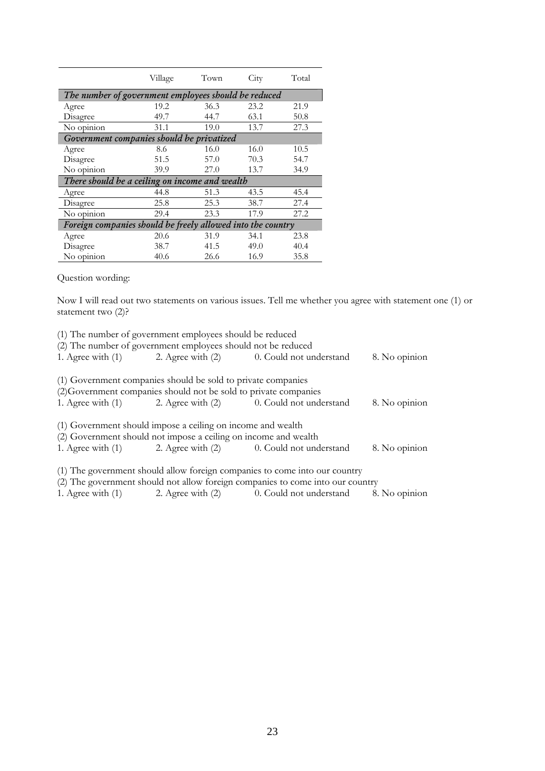| | Village | Town | City | Total |
|---|---|---|---|---|
| *The number of government employees should be reduced* | | | | |
| Agree | 19.2 | 36.3 | 23.2 | 21.9 |
| Disagree | 49.7 | 44.7 | 63.1 | 50.8 |
| No opinion | 31.1 | 19.0 | 13.7 | 27.3 |
| *Government companies should be privatized* | | | | |
| Agree | 8.6 | 16.0 | 16.0 | 10.5 |
| Disagree | 51.5 | 57.0 | 70.3 | 54.7 |
| No opinion | 39.9 | 27.0 | 13.7 | 34.9 |
| *There should be a ceiling on income and wealth* | | | | |
| Agree | 44.8 | 51.3 | 43.5 | 45.4 |
| Disagree | 25.8 | 25.3 | 38.7 | 27.4 |
| No opinion | 29.4 | 23.3 | 17.9 | 27.2 |
| *Foreign companies should be freely allowed into the country* | | | | |
| Agree | 20.6 | 31.9 | 34.1 | 23.8 |
| Disagree | 38.7 | 41.5 | 49.0 | 40.4 |
| No opinion | 40.6 | 26.6 | 16.9 | 35.8 |

Question wording:

Now I will read out two statements on various issues. Tell me whether you agree with statement one (1) or statement two (2)?

(1) The number of government employees should be reduced
(2) The number of government employees should not be reduced
1. Agree with (1) 2. Agree with (2) 0. Could not understand 8. No opinion

(1) Government companies should be sold to private companies
(2)Government companies should not be sold to private companies
1. Agree with (1) 2. Agree with (2) 0. Could not understand 8. No opinion

(1) Government should impose a ceiling on income and wealth
(2) Government should not impose a ceiling on income and wealth
1. Agree with (1) 2. Agree with (2) 0. Could not understand 8. No opinion

(1) The government should allow foreign companies to come into our country
(2) The government should not allow foreign companies to come into our country
1. Agree with (1) 2. Agree with (2) 0. Could not understand 8. No opinion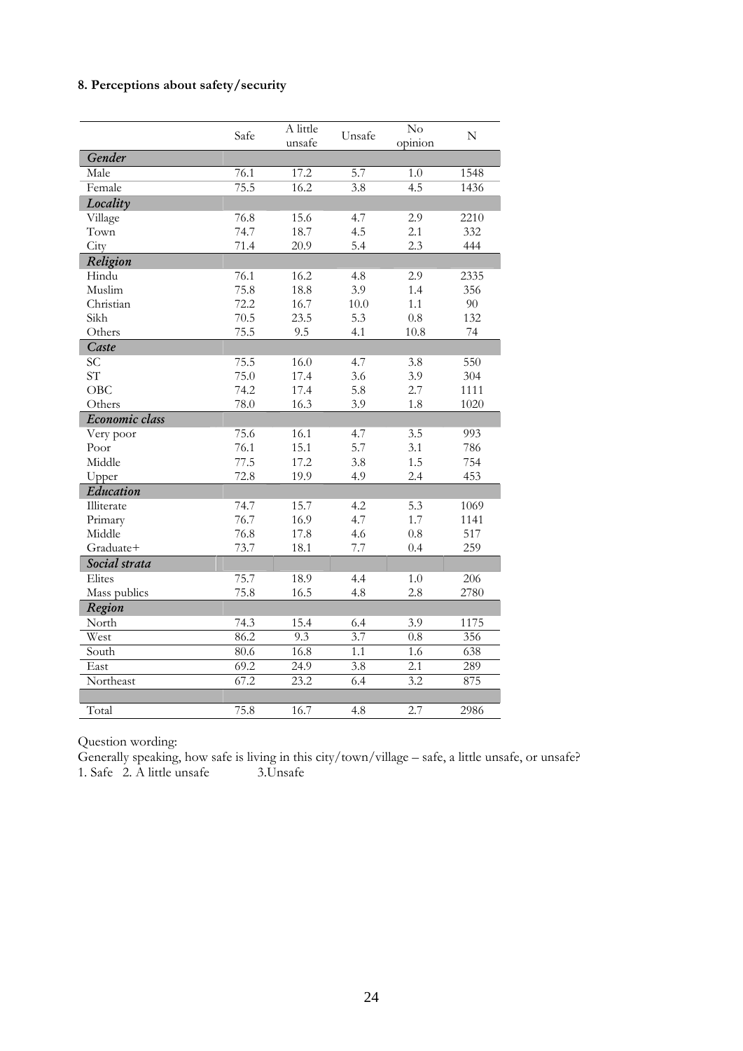## 8. Perceptions about safety/security

| | Safe | A little unsafe | Unsafe | No opinion | N |
|---|---|---|---|---|---|
| ***Gender*** | | | | | |
| Male | 76.1 | 17.2 | 5.7 | 1.0 | 1548 |
| Female | 75.5 | 16.2 | 3.8 | 4.5 | 1436 |
| ***Locality*** | | | | | |
| Village | 76.8 | 15.6 | 4.7 | 2.9 | 2210 |
| Town | 74.7 | 18.7 | 4.5 | 2.1 | 332 |
| City | 71.4 | 20.9 | 5.4 | 2.3 | 444 |
| ***Religion*** | | | | | |
| Hindu | 76.1 | 16.2 | 4.8 | 2.9 | 2335 |
| Muslim | 75.8 | 18.8 | 3.9 | 1.4 | 356 |
| Christian | 72.2 | 16.7 | 10.0 | 1.1 | 90 |
| Sikh | 70.5 | 23.5 | 5.3 | 0.8 | 132 |
| Others | 75.5 | 9.5 | 4.1 | 10.8 | 74 |
| ***Caste*** | | | | | |
| SC | 75.5 | 16.0 | 4.7 | 3.8 | 550 |
| ST | 75.0 | 17.4 | 3.6 | 3.9 | 304 |
| OBC | 74.2 | 17.4 | 5.8 | 2.7 | 1111 |
| Others | 78.0 | 16.3 | 3.9 | 1.8 | 1020 |
| ***Economic class*** | | | | | |
| Very poor | 75.6 | 16.1 | 4.7 | 3.5 | 993 |
| Poor | 76.1 | 15.1 | 5.7 | 3.1 | 786 |
| Middle | 77.5 | 17.2 | 3.8 | 1.5 | 754 |
| Upper | 72.8 | 19.9 | 4.9 | 2.4 | 453 |
| ***Education*** | | | | | |
| Illiterate | 74.7 | 15.7 | 4.2 | 5.3 | 1069 |
| Primary | 76.7 | 16.9 | 4.7 | 1.7 | 1141 |
| Middle | 76.8 | 17.8 | 4.6 | 0.8 | 517 |
| Graduate+ | 73.7 | 18.1 | 7.7 | 0.4 | 259 |
| ***Social strata*** | | | | | |
| Elites | 75.7 | 18.9 | 4.4 | 1.0 | 206 |
| Mass publics | 75.8 | 16.5 | 4.8 | 2.8 | 2780 |
| ***Region*** | | | | | |
| North | 74.3 | 15.4 | 6.4 | 3.9 | 1175 |
| West | 86.2 | 9.3 | 3.7 | 0.8 | 356 |
| South | 80.6 | 16.8 | 1.1 | 1.6 | 638 |
| East | 69.2 | 24.9 | 3.8 | 2.1 | 289 |
| Northeast | 67.2 | 23.2 | 6.4 | 3.2 | 875 |
| | | | | | |
| Total | 75.8 | 16.7 | 4.8 | 2.7 | 2986 |

Question wording:
Generally speaking, how safe is living in this city/town/village – safe, a little unsafe, or unsafe?
1. Safe 2. A little unsafe 3.Unsafe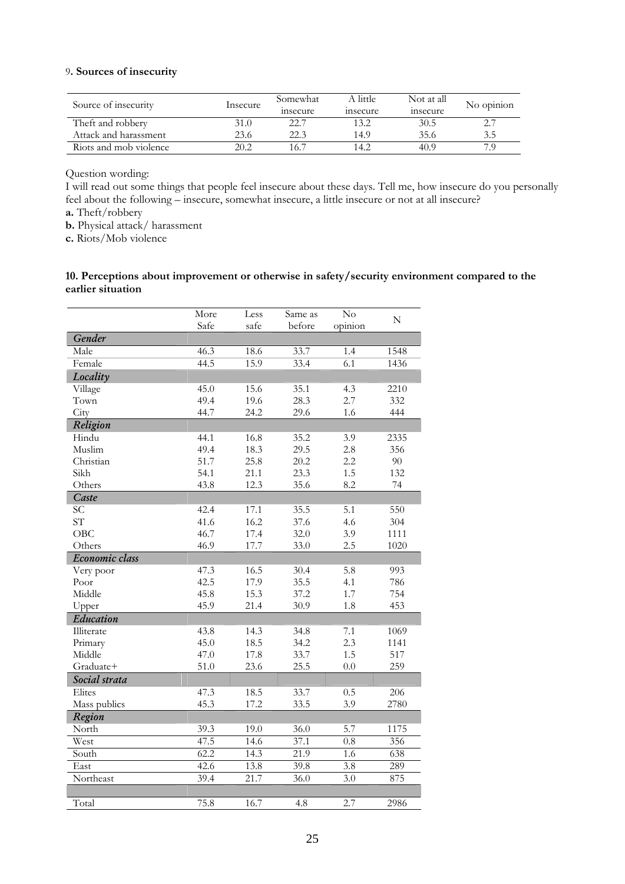### 9. Sources of insecurity

| Source of insecurity | Insecure | Somewhat insecure | A little insecure | Not at all insecure | No opinion |
|---|---|---|---|---|---|
| Theft and robbery | 31.0 | 22.7 | 13.2 | 30.5 | 2.7 |
| Attack and harassment | 23.6 | 22.3 | 14.9 | 35.6 | 3.5 |
| Riots and mob violence | 20.2 | 16.7 | 14.2 | 40.9 | 7.9 |

Question wording:

I will read out some things that people feel insecure about these days. Tell me, how insecure do you personally feel about the following – insecure, somewhat insecure, a little insecure or not at all insecure?

**a.** Theft/robbery

**b.** Physical attack/ harassment

**c.** Riots/Mob violence

### 10. Perceptions about improvement or otherwise in safety/security environment compared to the earlier situation

| | More Safe | Less safe | Same as before | No opinion | N |
|---|---|---|---|---|---|
| ***Gender*** | | | | | |
| Male | 46.3 | 18.6 | 33.7 | 1.4 | 1548 |
| Female | 44.5 | 15.9 | 33.4 | 6.1 | 1436 |
| ***Locality*** | | | | | |
| Village | 45.0 | 15.6 | 35.1 | 4.3 | 2210 |
| Town | 49.4 | 19.6 | 28.3 | 2.7 | 332 |
| City | 44.7 | 24.2 | 29.6 | 1.6 | 444 |
| ***Religion*** | | | | | |
| Hindu | 44.1 | 16.8 | 35.2 | 3.9 | 2335 |
| Muslim | 49.4 | 18.3 | 29.5 | 2.8 | 356 |
| Christian | 51.7 | 25.8 | 20.2 | 2.2 | 90 |
| Sikh | 54.1 | 21.1 | 23.3 | 1.5 | 132 |
| Others | 43.8 | 12.3 | 35.6 | 8.2 | 74 |
| ***Caste*** | | | | | |
| SC | 42.4 | 17.1 | 35.5 | 5.1 | 550 |
| ST | 41.6 | 16.2 | 37.6 | 4.6 | 304 |
| OBC | 46.7 | 17.4 | 32.0 | 3.9 | 1111 |
| Others | 46.9 | 17.7 | 33.0 | 2.5 | 1020 |
| ***Economic class*** | | | | | |
| Very poor | 47.3 | 16.5 | 30.4 | 5.8 | 993 |
| Poor | 42.5 | 17.9 | 35.5 | 4.1 | 786 |
| Middle | 45.8 | 15.3 | 37.2 | 1.7 | 754 |
| Upper | 45.9 | 21.4 | 30.9 | 1.8 | 453 |
| ***Education*** | | | | | |
| Illiterate | 43.8 | 14.3 | 34.8 | 7.1 | 1069 |
| Primary | 45.0 | 18.5 | 34.2 | 2.3 | 1141 |
| Middle | 47.0 | 17.8 | 33.7 | 1.5 | 517 |
| Graduate+ | 51.0 | 23.6 | 25.5 | 0.0 | 259 |
| ***Social strata*** | | | | | |
| Elites | 47.3 | 18.5 | 33.7 | 0.5 | 206 |
| Mass publics | 45.3 | 17.2 | 33.5 | 3.9 | 2780 |
| ***Region*** | | | | | |
| North | 39.3 | 19.0 | 36.0 | 5.7 | 1175 |
| West | 47.5 | 14.6 | 37.1 | 0.8 | 356 |
| South | 62.2 | 14.3 | 21.9 | 1.6 | 638 |
| East | 42.6 | 13.8 | 39.8 | 3.8 | 289 |
| Northeast | 39.4 | 21.7 | 36.0 | 3.0 | 875 |
| | | | | | |
| Total | 75.8 | 16.7 | 4.8 | 2.7 | 2986 |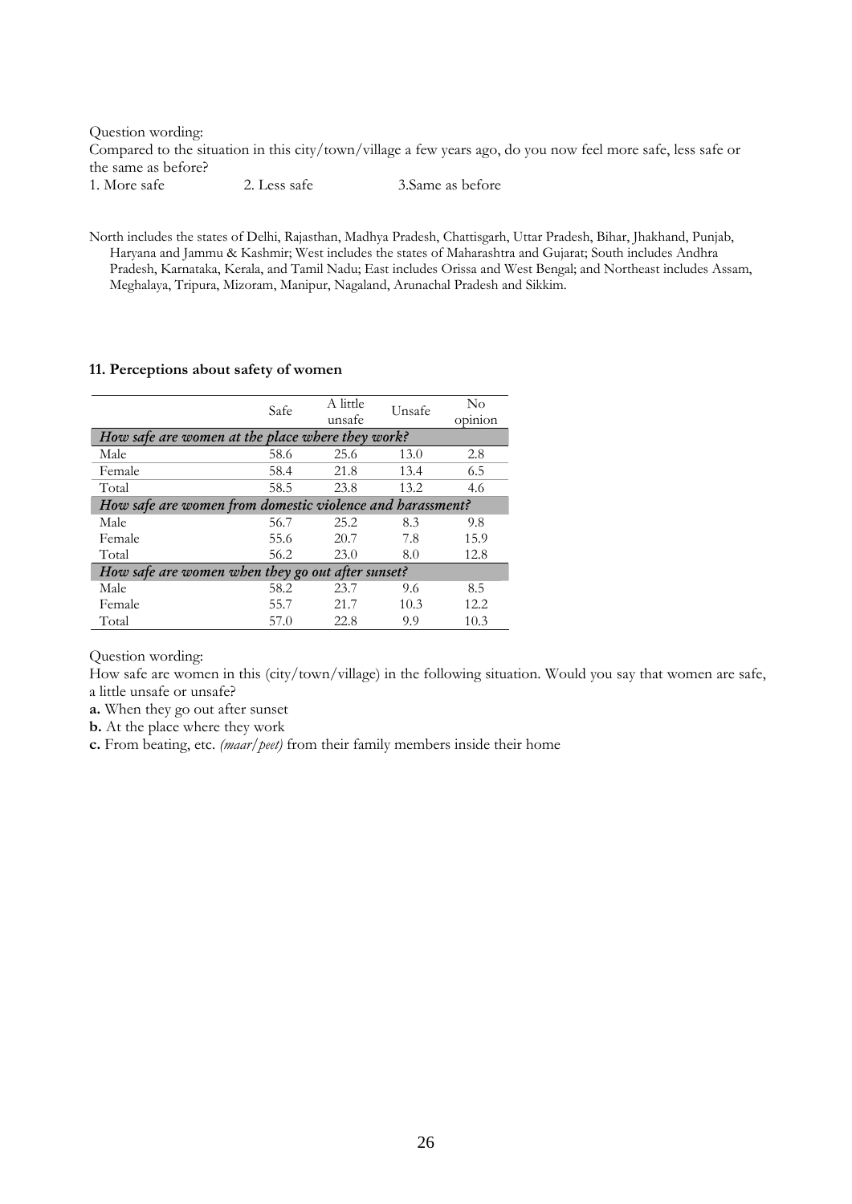Question wording:
Compared to the situation in this city/town/village a few years ago, do you now feel more safe, less safe or the same as before?
1. More safe 2. Less safe 3.Same as before

North includes the states of Delhi, Rajasthan, Madhya Pradesh, Chattisgarh, Uttar Pradesh, Bihar, Jhakhand, Punjab, Haryana and Jammu & Kashmir; West includes the states of Maharashtra and Gujarat; South includes Andhra Pradesh, Karnataka, Kerala, and Tamil Nadu; East includes Orissa and West Bengal; and Northeast includes Assam, Meghalaya, Tripura, Mizoram, Manipur, Nagaland, Arunachal Pradesh and Sikkim.

### 11. Perceptions about safety of women

| | Safe | A little unsafe | Unsafe | No opinion |
|---|---|---|---|---|
| *How safe are women at the place where they work?* | | | | |
| Male | 58.6 | 25.6 | 13.0 | 2.8 |
| Female | 58.4 | 21.8 | 13.4 | 6.5 |
| Total | 58.5 | 23.8 | 13.2 | 4.6 |
| *How safe are women from domestic violence and harassment?* | | | | |
| Male | 56.7 | 25.2 | 8.3 | 9.8 |
| Female | 55.6 | 20.7 | 7.8 | 15.9 |
| Total | 56.2 | 23.0 | 8.0 | 12.8 |
| *How safe are women when they go out after sunset?* | | | | |
| Male | 58.2 | 23.7 | 9.6 | 8.5 |
| Female | 55.7 | 21.7 | 10.3 | 12.2 |
| Total | 57.0 | 22.8 | 9.9 | 10.3 |

Question wording:
How safe are women in this (city/town/village) in the following situation. Would you say that women are safe, a little unsafe or unsafe?

**a.** When they go out after sunset
**b.** At the place where they work
**c.** From beating, etc. *(maar/peet)* from their family members inside their home